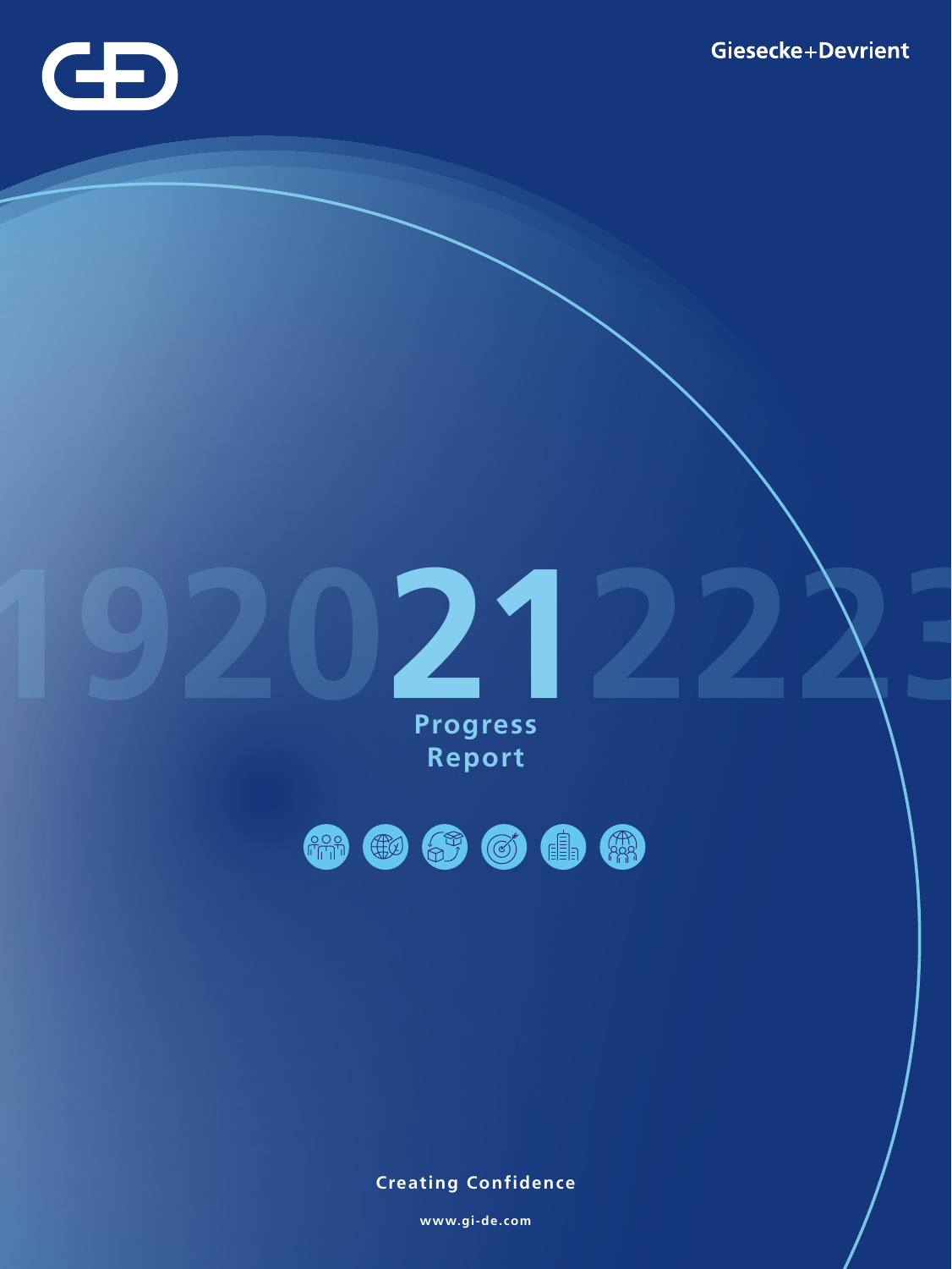Giesecke+Devrient

19202122 23

# 21

# Progress Report

Creating Confidence

www.gi-de.com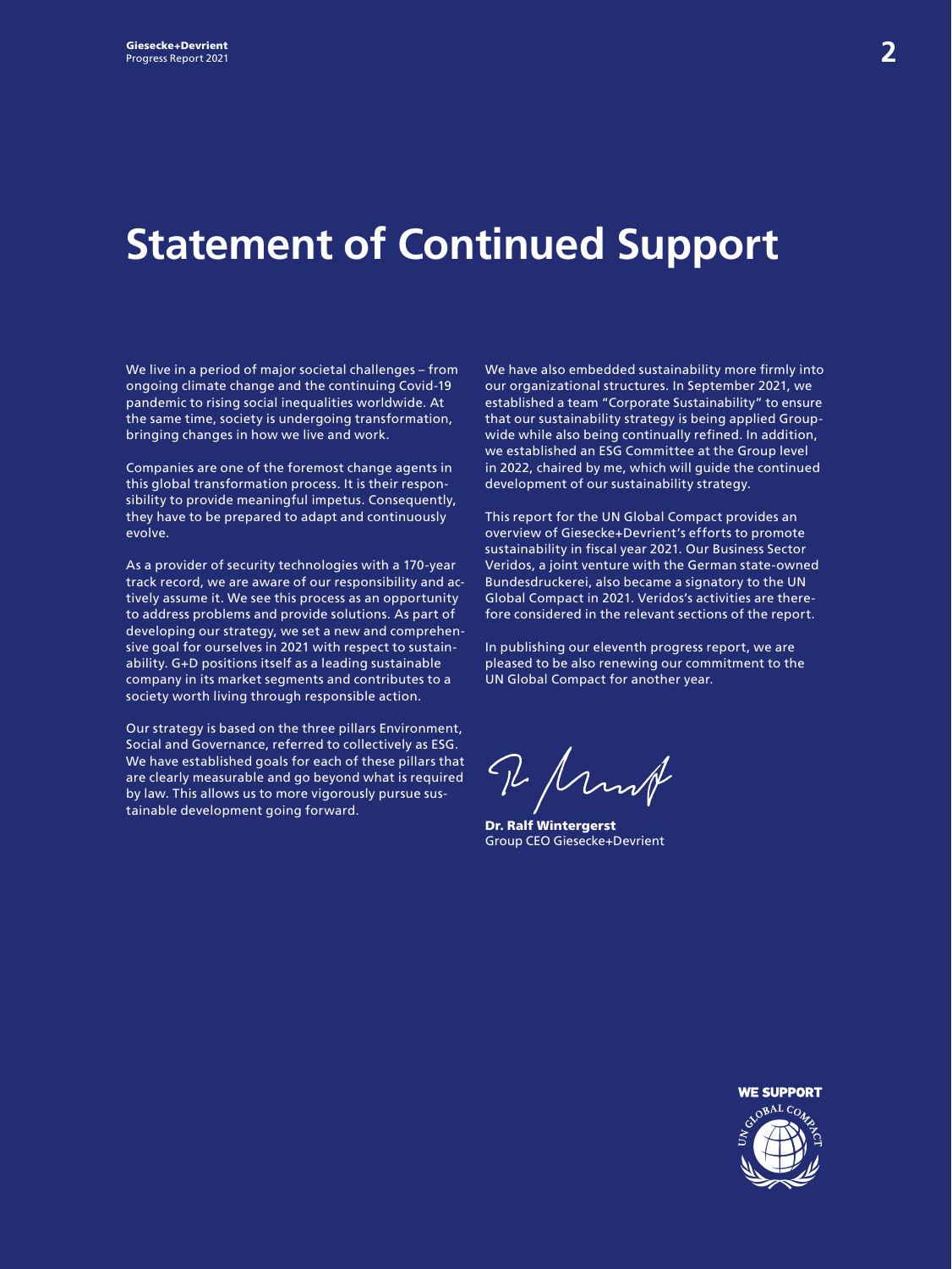# Statement of Continued Support

We live in a period of major societal challenges – from ongoing climate change and the continuing Covid-19 pandemic to rising social inequalities worldwide. At the same time, society is undergoing transformation, bringing changes in how we live and work.

Companies are one of the foremost change agents in this global transformation process. It is their responsibility to provide meaningful impetus. Consequently, they have to be prepared to adapt and continuously evolve.

As a provider of security technologies with a 170-year track record, we are aware of our responsibility and actively assume it. We see this process as an opportunity to address problems and provide solutions. As part of developing our strategy, we set a new and comprehensive goal for ourselves in 2021 with respect to sustainability. G+D positions itself as a leading sustainable company in its market segments and contributes to a society worth living through responsible action.

Our strategy is based on the three pillars Environment, Social and Governance, referred to collectively as ESG. We have established goals for each of these pillars that are clearly measurable and go beyond what is required by law. This allows us to more vigorously pursue sustainable development going forward.

We have also embedded sustainability more firmly into our organizational structures. In September 2021, we established a team "Corporate Sustainability" to ensure that our sustainability strategy is being applied Group-wide while also being continually refined. In addition, we established an ESG Committee at the Group level in 2022, chaired by me, which will guide the continued development of our sustainability strategy.

This report for the UN Global Compact provides an overview of Giesecke+Devrient's efforts to promote sustainability in fiscal year 2021. Our Business Sector Veridos, a joint venture with the German state-owned Bundesdruckerei, also became a signatory to the UN Global Compact in 2021. Veridos's activities are therefore considered in the relevant sections of the report.

In publishing our eleventh progress report, we are pleased to be also renewing our commitment to the UN Global Compact for another year.

**Dr. Ralf Wintergerst**
Group CEO Giesecke+Devrient

WE SUPPORT UN GLOBAL COMPACT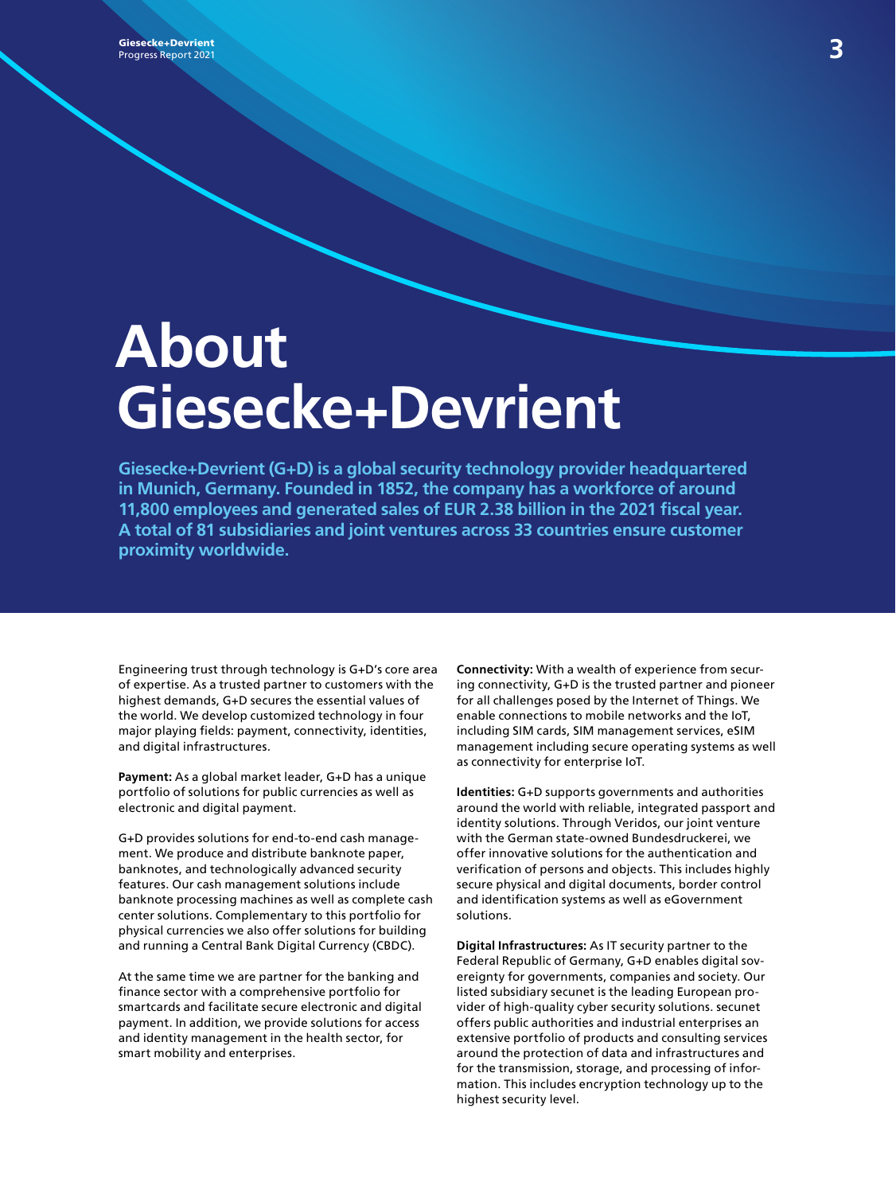# About Giesecke+Devrient

**Giesecke+Devrient (G+D) is a global security technology provider headquartered in Munich, Germany. Founded in 1852, the company has a workforce of around 11,800 employees and generated sales of EUR 2.38 billion in the 2021 fiscal year. A total of 81 subsidiaries and joint ventures across 33 countries ensure customer proximity worldwide.**

Engineering trust through technology is G+D's core area of expertise. As a trusted partner to customers with the highest demands, G+D secures the essential values of the world. We develop customized technology in four major playing fields: payment, connectivity, identities, and digital infrastructures.

**Payment:** As a global market leader, G+D has a unique portfolio of solutions for public currencies as well as electronic and digital payment.

G+D provides solutions for end-to-end cash management. We produce and distribute banknote paper, banknotes, and technologically advanced security features. Our cash management solutions include banknote processing machines as well as complete cash center solutions. Complementary to this portfolio for physical currencies we also offer solutions for building and running a Central Bank Digital Currency (CBDC).

At the same time we are partner for the banking and finance sector with a comprehensive portfolio for smartcards and facilitate secure electronic and digital payment. In addition, we provide solutions for access and identity management in the health sector, for smart mobility and enterprises.

**Connectivity:** With a wealth of experience from securing connectivity, G+D is the trusted partner and pioneer for all challenges posed by the Internet of Things. We enable connections to mobile networks and the IoT, including SIM cards, SIM management services, eSIM management including secure operating systems as well as connectivity for enterprise IoT.

**Identities:** G+D supports governments and authorities around the world with reliable, integrated passport and identity solutions. Through Veridos, our joint venture with the German state-owned Bundesdruckerei, we offer innovative solutions for the authentication and verification of persons and objects. This includes highly secure physical and digital documents, border control and identification systems as well as eGovernment solutions.

**Digital Infrastructures:** As IT security partner to the Federal Republic of Germany, G+D enables digital sovereignty for governments, companies and society. Our listed subsidiary secunet is the leading European provider of high-quality cyber security solutions. secunet offers public authorities and industrial enterprises an extensive portfolio of products and consulting services around the protection of data and infrastructures and for the transmission, storage, and processing of information. This includes encryption technology up to the highest security level.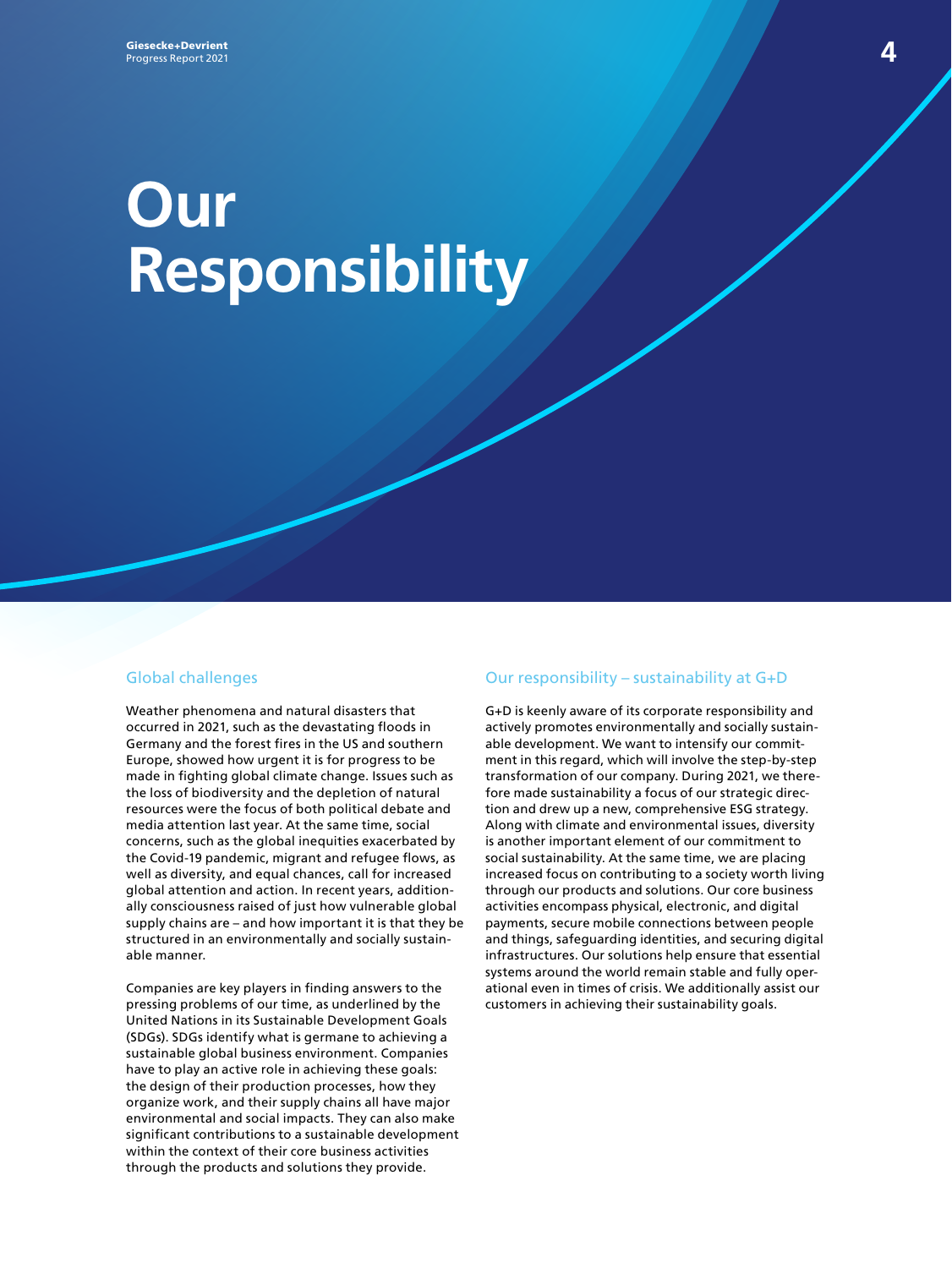# Our Responsibility

## Global challenges

Weather phenomena and natural disasters that occurred in 2021, such as the devastating floods in Germany and the forest fires in the US and southern Europe, showed how urgent it is for progress to be made in fighting global climate change. Issues such as the loss of biodiversity and the depletion of natural resources were the focus of both political debate and media attention last year. At the same time, social concerns, such as the global inequities exacerbated by the Covid-19 pandemic, migrant and refugee flows, as well as diversity, and equal chances, call for increased global attention and action. In recent years, additionally consciousness raised of just how vulnerable global supply chains are – and how important it is that they be structured in an environmentally and socially sustainable manner.

Companies are key players in finding answers to the pressing problems of our time, as underlined by the United Nations in its Sustainable Development Goals (SDGs). SDGs identify what is germane to achieving a sustainable global business environment. Companies have to play an active role in achieving these goals: the design of their production processes, how they organize work, and their supply chains all have major environmental and social impacts. They can also make significant contributions to a sustainable development within the context of their core business activities through the products and solutions they provide.

## Our responsibility – sustainability at G+D

G+D is keenly aware of its corporate responsibility and actively promotes environmentally and socially sustainable development. We want to intensify our commitment in this regard, which will involve the step-by-step transformation of our company. During 2021, we therefore made sustainability a focus of our strategic direction and drew up a new, comprehensive ESG strategy. Along with climate and environmental issues, diversity is another important element of our commitment to social sustainability. At the same time, we are placing increased focus on contributing to a society worth living through our products and solutions. Our core business activities encompass physical, electronic, and digital payments, secure mobile connections between people and things, safeguarding identities, and securing digital infrastructures. Our solutions help ensure that essential systems around the world remain stable and fully operational even in times of crisis. We additionally assist our customers in achieving their sustainability goals.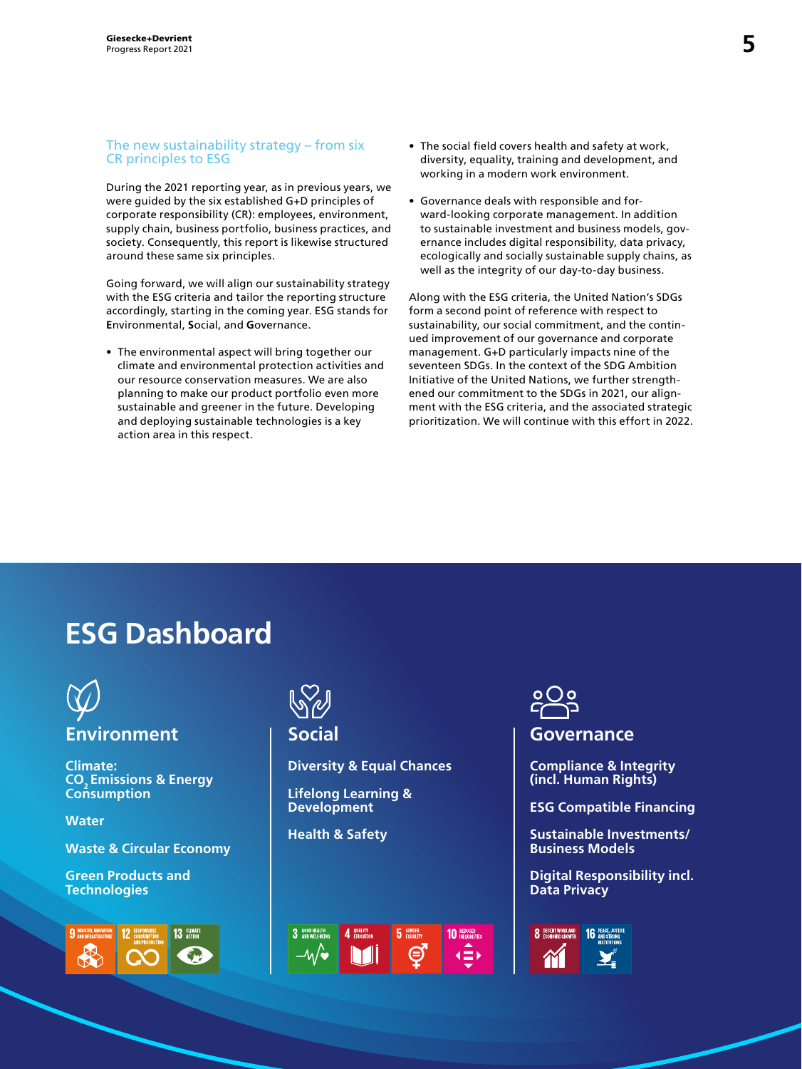## The new sustainability strategy – from six CR principles to ESG

During the 2021 reporting year, as in previous years, we were guided by the six established G+D principles of corporate responsibility (CR): employees, environment, supply chain, business portfolio, business practices, and society. Consequently, this report is likewise structured around these same six principles.

Going forward, we will align our sustainability strategy with the ESG criteria and tailor the reporting structure accordingly, starting in the coming year. ESG stands for **E**nvironmental, **S**ocial, and **G**overnance.

- The environmental aspect will bring together our climate and environmental protection activities and our resource conservation measures. We are also planning to make our product portfolio even more sustainable and greener in the future. Developing and deploying sustainable technologies is a key action area in this respect.
- The social field covers health and safety at work, diversity, equality, training and development, and working in a modern work environment.
- Governance deals with responsible and forward-looking corporate management. In addition to sustainable investment and business models, governance includes digital responsibility, data privacy, ecologically and socially sustainable supply chains, as well as the integrity of our day-to-day business.

Along with the ESG criteria, the United Nation's SDGs form a second point of reference with respect to sustainability, our social commitment, and the continued improvement of our governance and corporate management. G+D particularly impacts nine of the seventeen SDGs. In the context of the SDG Ambition Initiative of the United Nations, we further strengthened our commitment to the SDGs in 2021, our alignment with the ESG criteria, and the associated strategic prioritization. We will continue with this effort in 2022.

# ESG Dashboard

## Environment

**Climate: $CO_2$ Emissions & Energy Consumption**

**Water**

**Waste & Circular Economy**

**Green Products and Technologies**

SDGs: 9 Industry, Innovation and Infrastructure; 12 Responsible Consumption and Production; 13 Climate Action

## Social

**Diversity & Equal Chances**

**Lifelong Learning & Development**

**Health & Safety**

SDGs: 3 Good Health and Well-Being; 4 Quality Education; 5 Gender Equality; 10 Reduced Inequalities

## Governance

**Compliance & Integrity (incl. Human Rights)**

**ESG Compatible Financing**

**Sustainable Investments/ Business Models**

**Digital Responsibility incl. Data Privacy**

SDGs: 8 Decent Work and Economic Growth; 16 Peace, Justice and Strong Institutions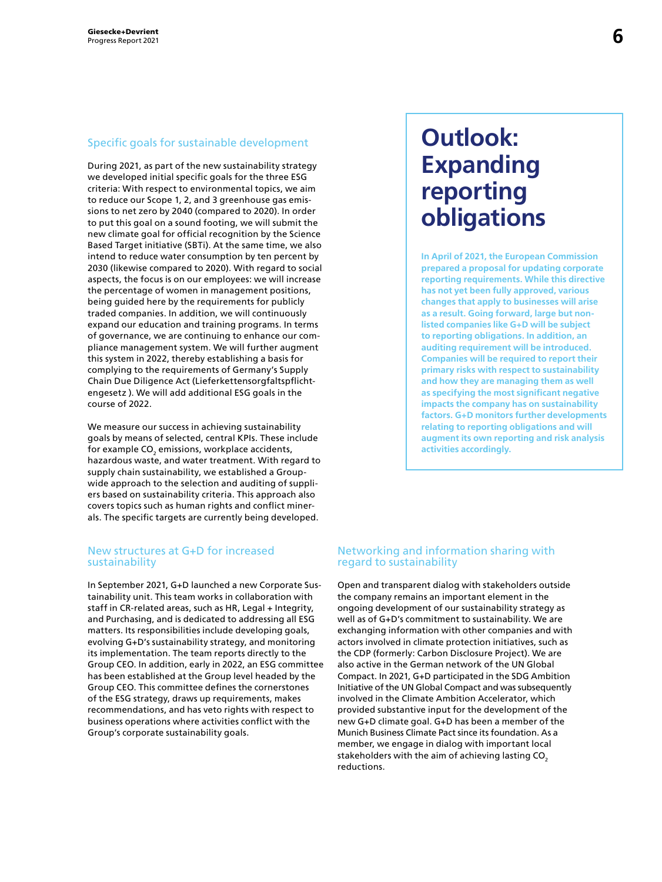## Specific goals for sustainable development

During 2021, as part of the new sustainability strategy we developed initial specific goals for the three ESG criteria: With respect to environmental topics, we aim to reduce our Scope 1, 2, and 3 greenhouse gas emissions to net zero by 2040 (compared to 2020). In order to put this goal on a sound footing, we will submit the new climate goal for official recognition by the Science Based Target initiative (SBTi). At the same time, we also intend to reduce water consumption by ten percent by 2030 (likewise compared to 2020). With regard to social aspects, the focus is on our employees: we will increase the percentage of women in management positions, being guided here by the requirements for publicly traded companies. In addition, we will continuously expand our education and training programs. In terms of governance, we are continuing to enhance our compliance management system. We will further augment this system in 2022, thereby establishing a basis for complying to the requirements of Germany's Supply Chain Due Diligence Act (Lieferkettensorgfaltspflichtengesetz ). We will add additional ESG goals in the course of 2022.

We measure our success in achieving sustainability goals by means of selected, central KPIs. These include for example $CO_2$ emissions, workplace accidents, hazardous waste, and water treatment. With regard to supply chain sustainability, we established a Group-wide approach to the selection and auditing of suppliers based on sustainability criteria. This approach also covers topics such as human rights and conflict minerals. The specific targets are currently being developed.

# Outlook: Expanding reporting obligations

**In April of 2021, the European Commission prepared a proposal for updating corporate reporting requirements. While this directive has not yet been fully approved, various changes that apply to businesses will arise as a result. Going forward, large but non-listed companies like G+D will be subject to reporting obligations. In addition, an auditing requirement will be introduced. Companies will be required to report their primary risks with respect to sustainability and how they are managing them as well as specifying the most significant negative impacts the company has on sustainability factors. G+D monitors further developments relating to reporting obligations and will augment its own reporting and risk analysis activities accordingly.**

## New structures at G+D for increased sustainability

In September 2021, G+D launched a new Corporate Sustainability unit. This team works in collaboration with staff in CR-related areas, such as HR, Legal + Integrity, and Purchasing, and is dedicated to addressing all ESG matters. Its responsibilities include developing goals, evolving G+D's sustainability strategy, and monitoring its implementation. The team reports directly to the Group CEO. In addition, early in 2022, an ESG committee has been established at the Group level headed by the Group CEO. This committee defines the cornerstones of the ESG strategy, draws up requirements, makes recommendations, and has veto rights with respect to business operations where activities conflict with the Group's corporate sustainability goals.

## Networking and information sharing with regard to sustainability

Open and transparent dialog with stakeholders outside the company remains an important element in the ongoing development of our sustainability strategy as well as of G+D's commitment to sustainability. We are exchanging information with other companies and with actors involved in climate protection initiatives, such as the CDP (formerly: Carbon Disclosure Project). We are also active in the German network of the UN Global Compact. In 2021, G+D participated in the SDG Ambition Initiative of the UN Global Compact and was subsequently involved in the Climate Ambition Accelerator, which provided substantive input for the development of the new G+D climate goal. G+D has been a member of the Munich Business Climate Pact since its foundation. As a member, we engage in dialog with important local stakeholders with the aim of achieving lasting $CO_2$ reductions.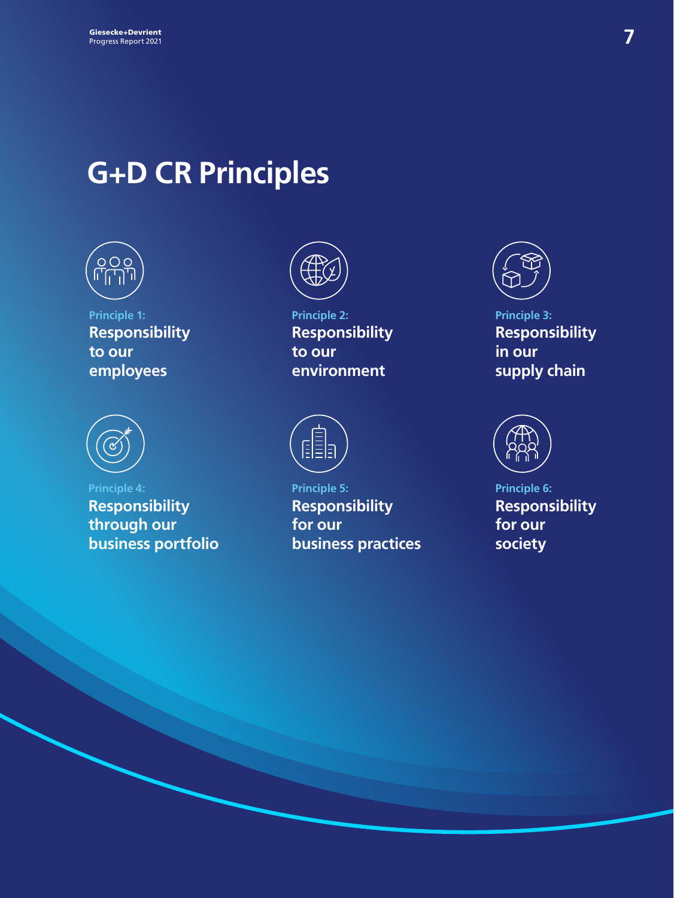# G+D CR Principles

**Principle 1:**
**Responsibility to our employees**

**Principle 2:**
**Responsibility to our environment**

**Principle 3:**
**Responsibility in our supply chain**

**Principle 4:**
**Responsibility through our business portfolio**

**Principle 5:**
**Responsibility for our business practices**

**Principle 6:**
**Responsibility for our society**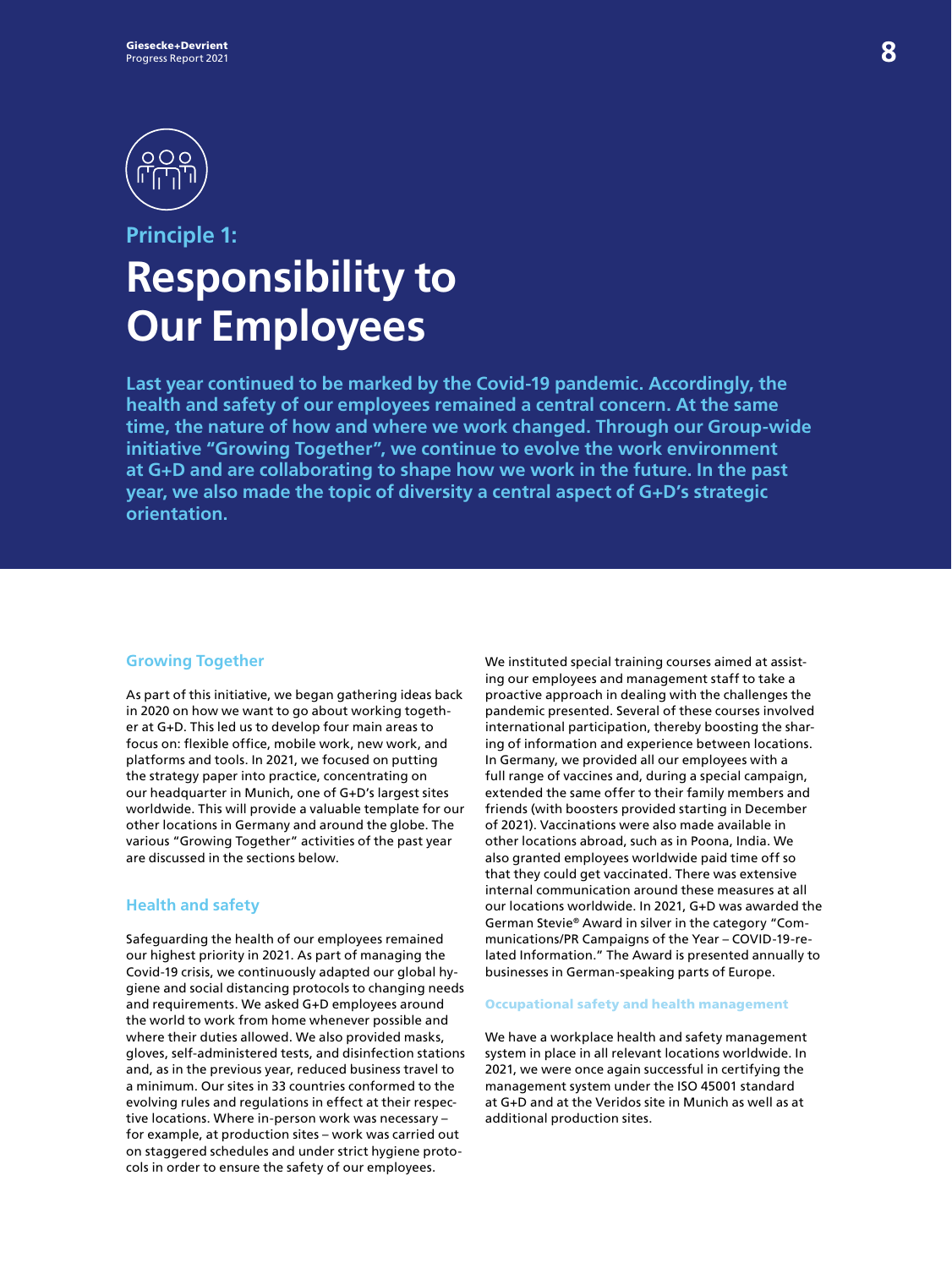## Principle 1:

# Responsibility to Our Employees

**Last year continued to be marked by the Covid-19 pandemic. Accordingly, the health and safety of our employees remained a central concern. At the same time, the nature of how and where we work changed. Through our Group-wide initiative "Growing Together", we continue to evolve the work environment at G+D and are collaborating to shape how we work in the future. In the past year, we also made the topic of diversity a central aspect of G+D's strategic orientation.**

### Growing Together

As part of this initiative, we began gathering ideas back in 2020 on how we want to go about working together at G+D. This led us to develop four main areas to focus on: flexible office, mobile work, new work, and platforms and tools. In 2021, we focused on putting the strategy paper into practice, concentrating on our headquarter in Munich, one of G+D's largest sites worldwide. This will provide a valuable template for our other locations in Germany and around the globe. The various "Growing Together" activities of the past year are discussed in the sections below.

### Health and safety

Safeguarding the health of our employees remained our highest priority in 2021. As part of managing the Covid-19 crisis, we continuously adapted our global hygiene and social distancing protocols to changing needs and requirements. We asked G+D employees around the world to work from home whenever possible and where their duties allowed. We also provided masks, gloves, self-administered tests, and disinfection stations and, as in the previous year, reduced business travel to a minimum. Our sites in 33 countries conformed to the evolving rules and regulations in effect at their respective locations. Where in-person work was necessary – for example, at production sites – work was carried out on staggered schedules and under strict hygiene protocols in order to ensure the safety of our employees.

We instituted special training courses aimed at assisting our employees and management staff to take a proactive approach in dealing with the challenges the pandemic presented. Several of these courses involved international participation, thereby boosting the sharing of information and experience between locations. In Germany, we provided all our employees with a full range of vaccines and, during a special campaign, extended the same offer to their family members and friends (with boosters provided starting in December of 2021). Vaccinations were also made available in other locations abroad, such as in Poona, India. We also granted employees worldwide paid time off so that they could get vaccinated. There was extensive internal communication around these measures at all our locations worldwide. In 2021, G+D was awarded the German Stevie® Award in silver in the category "Communications/PR Campaigns of the Year – COVID-19-related Information." The Award is presented annually to businesses in German-speaking parts of Europe.

#### Occupational safety and health management

We have a workplace health and safety management system in place in all relevant locations worldwide. In 2021, we were once again successful in certifying the management system under the ISO 45001 standard at G+D and at the Veridos site in Munich as well as at additional production sites.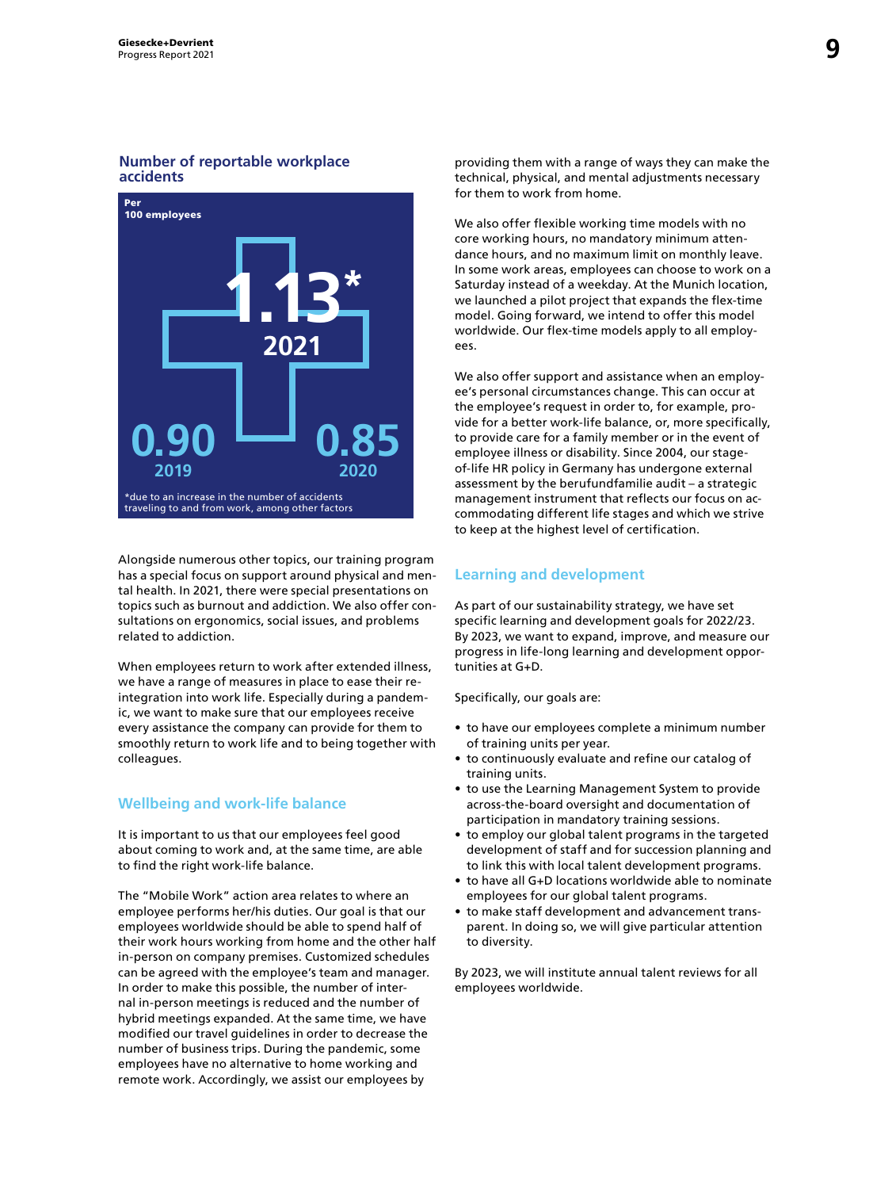### Number of reportable workplace accidents

Per 100 employees

| 2019 | 2020 | 2021 |
|---|---|---|
| 0.90 | 0.85 | 1.13* |

*due to an increase in the number of accidents traveling to and from work, among other factors

Alongside numerous other topics, our training program has a special focus on support around physical and mental health. In 2021, there were special presentations on topics such as burnout and addiction. We also offer consultations on ergonomics, social issues, and problems related to addiction.

When employees return to work after extended illness, we have a range of measures in place to ease their reintegration into work life. Especially during a pandemic, we want to make sure that our employees receive every assistance the company can provide for them to smoothly return to work life and to being together with colleagues.

## Wellbeing and work-life balance

It is important to us that our employees feel good about coming to work and, at the same time, are able to find the right work-life balance.

The "Mobile Work" action area relates to where an employee performs her/his duties. Our goal is that our employees worldwide should be able to spend half of their work hours working from home and the other half in-person on company premises. Customized schedules can be agreed with the employee's team and manager. In order to make this possible, the number of internal in-person meetings is reduced and the number of hybrid meetings expanded. At the same time, we have modified our travel guidelines in order to decrease the number of business trips. During the pandemic, some employees have no alternative to home working and remote work. Accordingly, we assist our employees by providing them with a range of ways they can make the technical, physical, and mental adjustments necessary for them to work from home.

We also offer flexible working time models with no core working hours, no mandatory minimum attendance hours, and no maximum limit on monthly leave. In some work areas, employees can choose to work on a Saturday instead of a weekday. At the Munich location, we launched a pilot project that expands the flex-time model. Going forward, we intend to offer this model worldwide. Our flex-time models apply to all employees.

We also offer support and assistance when an employee's personal circumstances change. This can occur at the employee's request in order to, for example, provide for a better work-life balance, or, more specifically, to provide care for a family member or in the event of employee illness or disability. Since 2004, our stage-of-life HR policy in Germany has undergone external assessment by the berufundfamilie audit – a strategic management instrument that reflects our focus on accommodating different life stages and which we strive to keep at the highest level of certification.

## Learning and development

As part of our sustainability strategy, we have set specific learning and development goals for 2022/23. By 2023, we want to expand, improve, and measure our progress in life-long learning and development opportunities at G+D.

Specifically, our goals are:

- to have our employees complete a minimum number of training units per year.
- to continuously evaluate and refine our catalog of training units.
- to use the Learning Management System to provide across-the-board oversight and documentation of participation in mandatory training sessions.
- to employ our global talent programs in the targeted development of staff and for succession planning and to link this with local talent development programs.
- to have all G+D locations worldwide able to nominate employees for our global talent programs.
- to make staff development and advancement transparent. In doing so, we will give particular attention to diversity.

By 2023, we will institute annual talent reviews for all employees worldwide.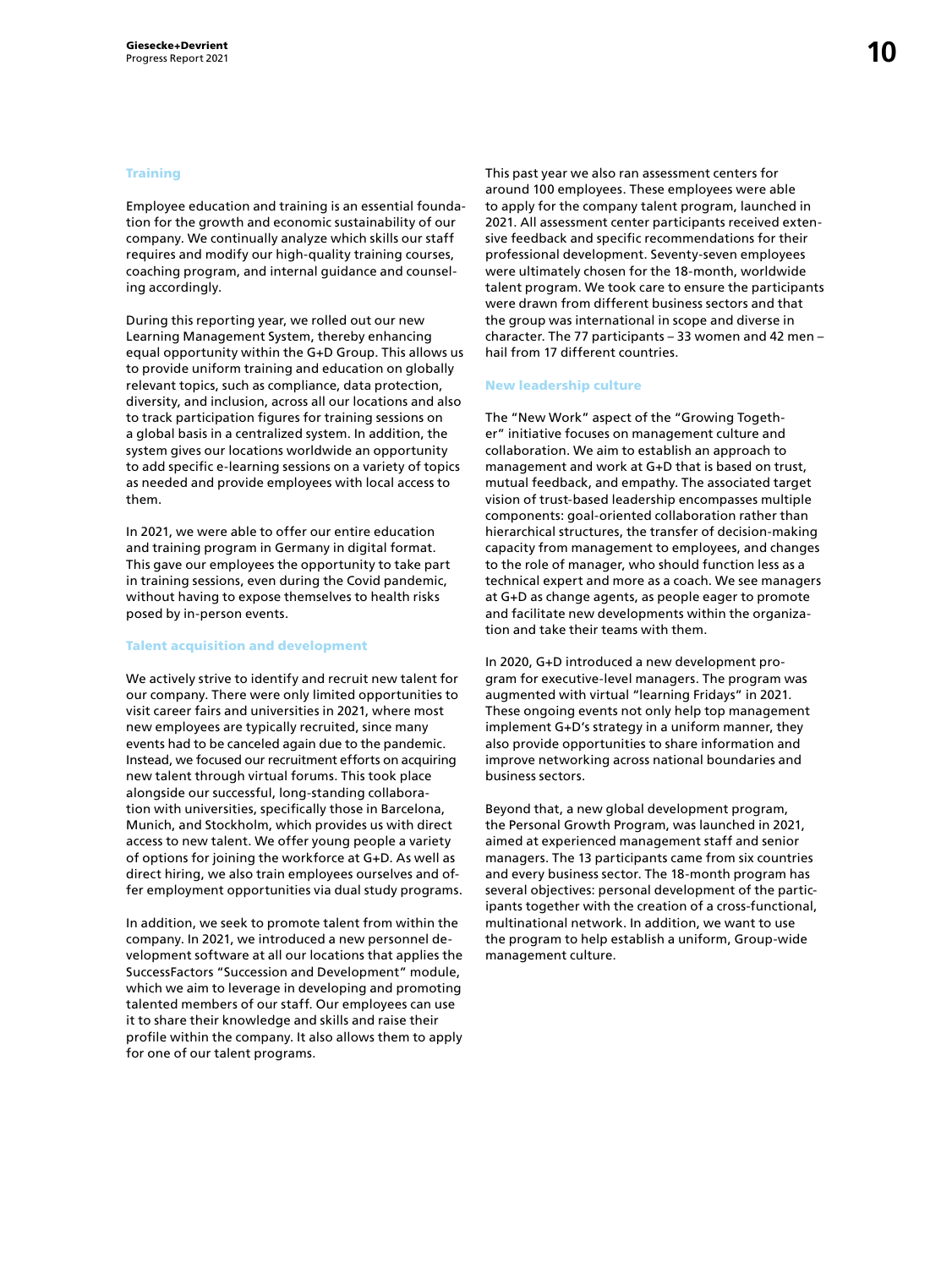## Training

Employee education and training is an essential foundation for the growth and economic sustainability of our company. We continually analyze which skills our staff requires and modify our high-quality training courses, coaching program, and internal guidance and counseling accordingly.

During this reporting year, we rolled out our new Learning Management System, thereby enhancing equal opportunity within the G+D Group. This allows us to provide uniform training and education on globally relevant topics, such as compliance, data protection, diversity, and inclusion, across all our locations and also to track participation figures for training sessions on a global basis in a centralized system. In addition, the system gives our locations worldwide an opportunity to add specific e-learning sessions on a variety of topics as needed and provide employees with local access to them.

In 2021, we were able to offer our entire education and training program in Germany in digital format. This gave our employees the opportunity to take part in training sessions, even during the Covid pandemic, without having to expose themselves to health risks posed by in-person events.

## Talent acquisition and development

We actively strive to identify and recruit new talent for our company. There were only limited opportunities to visit career fairs and universities in 2021, where most new employees are typically recruited, since many events had to be canceled again due to the pandemic. Instead, we focused our recruitment efforts on acquiring new talent through virtual forums. This took place alongside our successful, long-standing collaboration with universities, specifically those in Barcelona, Munich, and Stockholm, which provides us with direct access to new talent. We offer young people a variety of options for joining the workforce at G+D. As well as direct hiring, we also train employees ourselves and offer employment opportunities via dual study programs.

In addition, we seek to promote talent from within the company. In 2021, we introduced a new personnel development software at all our locations that applies the SuccessFactors "Succession and Development" module, which we aim to leverage in developing and promoting talented members of our staff. Our employees can use it to share their knowledge and skills and raise their profile within the company. It also allows them to apply for one of our talent programs.

This past year we also ran assessment centers for around 100 employees. These employees were able to apply for the company talent program, launched in 2021. All assessment center participants received extensive feedback and specific recommendations for their professional development. Seventy-seven employees were ultimately chosen for the 18-month, worldwide talent program. We took care to ensure the participants were drawn from different business sectors and that the group was international in scope and diverse in character. The 77 participants – 33 women and 42 men – hail from 17 different countries.

## New leadership culture

The "New Work" aspect of the "Growing Together" initiative focuses on management culture and collaboration. We aim to establish an approach to management and work at G+D that is based on trust, mutual feedback, and empathy. The associated target vision of trust-based leadership encompasses multiple components: goal-oriented collaboration rather than hierarchical structures, the transfer of decision-making capacity from management to employees, and changes to the role of manager, who should function less as a technical expert and more as a coach. We see managers at G+D as change agents, as people eager to promote and facilitate new developments within the organization and take their teams with them.

In 2020, G+D introduced a new development program for executive-level managers. The program was augmented with virtual "learning Fridays" in 2021. These ongoing events not only help top management implement G+D's strategy in a uniform manner, they also provide opportunities to share information and improve networking across national boundaries and business sectors.

Beyond that, a new global development program, the Personal Growth Program, was launched in 2021, aimed at experienced management staff and senior managers. The 13 participants came from six countries and every business sector. The 18-month program has several objectives: personal development of the participants together with the creation of a cross-functional, multinational network. In addition, we want to use the program to help establish a uniform, Group-wide management culture.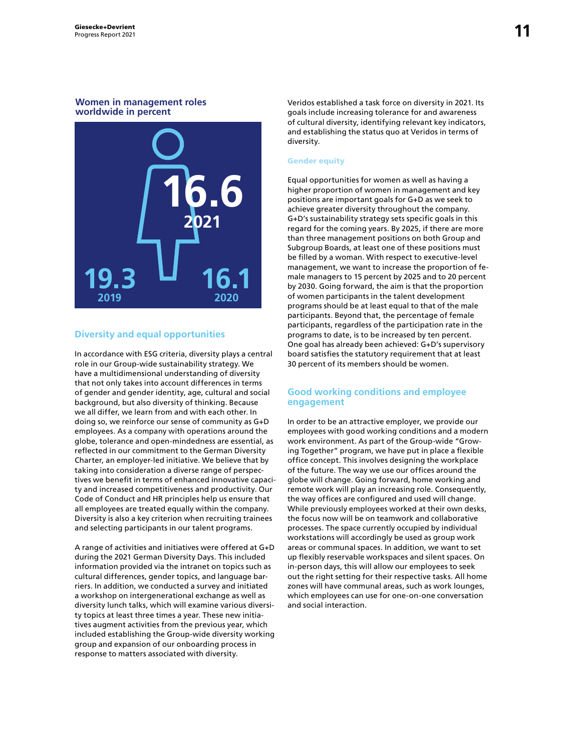## Women in management roles worldwide in percent

16.6
2021

19.3
2019

16.1
2020

## Diversity and equal opportunities

In accordance with ESG criteria, diversity plays a central role in our Group-wide sustainability strategy. We have a multidimensional understanding of diversity that not only takes into account differences in terms of gender and gender identity, age, cultural and social background, but also diversity of thinking. Because we all differ, we learn from and with each other. In doing so, we reinforce our sense of community as G+D employees. As a company with operations around the globe, tolerance and open-mindedness are essential, as reflected in our commitment to the German Diversity Charter, an employer-led initiative. We believe that by taking into consideration a diverse range of perspectives we benefit in terms of enhanced innovative capacity and increased competitiveness and productivity. Our Code of Conduct and HR principles help us ensure that all employees are treated equally within the company. Diversity is also a key criterion when recruiting trainees and selecting participants in our talent programs.

A range of activities and initiatives were offered at G+D during the 2021 German Diversity Days. This included information provided via the intranet on topics such as cultural differences, gender topics, and language barriers. In addition, we conducted a survey and initiated a workshop on intergenerational exchange as well as diversity lunch talks, which will examine various diversity topics at least three times a year. These new initiatives augment activities from the previous year, which included establishing the Group-wide diversity working group and expansion of our onboarding process in response to matters associated with diversity.

Veridos established a task force on diversity in 2021. Its goals include increasing tolerance for and awareness of cultural diversity, identifying relevant key indicators, and establishing the status quo at Veridos in terms of diversity.

### Gender equity

Equal opportunities for women as well as having a higher proportion of women in management and key positions are important goals for G+D as we seek to achieve greater diversity throughout the company. G+D's sustainability strategy sets specific goals in this regard for the coming years. By 2025, if there are more than three management positions on both Group and Subgroup Boards, at least one of these positions must be filled by a woman. With respect to executive-level management, we want to increase the proportion of female managers to 15 percent by 2025 and to 20 percent by 2030. Going forward, the aim is that the proportion of women participants in the talent development programs should be at least equal to that of the male participants. Beyond that, the percentage of female participants, regardless of the participation rate in the programs to date, is to be increased by ten percent. One goal has already been achieved: G+D's supervisory board satisfies the statutory requirement that at least 30 percent of its members should be women.

## Good working conditions and employee engagement

In order to be an attractive employer, we provide our employees with good working conditions and a modern work environment. As part of the Group-wide "Growing Together" program, we have put in place a flexible office concept. This involves designing the workplace of the future. The way we use our offices around the globe will change. Going forward, home working and remote work will play an increasing role. Consequently, the way offices are configured and used will change. While previously employees worked at their own desks, the focus now will be on teamwork and collaborative processes. The space currently occupied by individual workstations will accordingly be used as group work areas or communal spaces. In addition, we want to set up flexibly reservable workspaces and silent spaces. On in-person days, this will allow our employees to seek out the right setting for their respective tasks. All home zones will have communal areas, such as work lounges, which employees can use for one-on-one conversation and social interaction.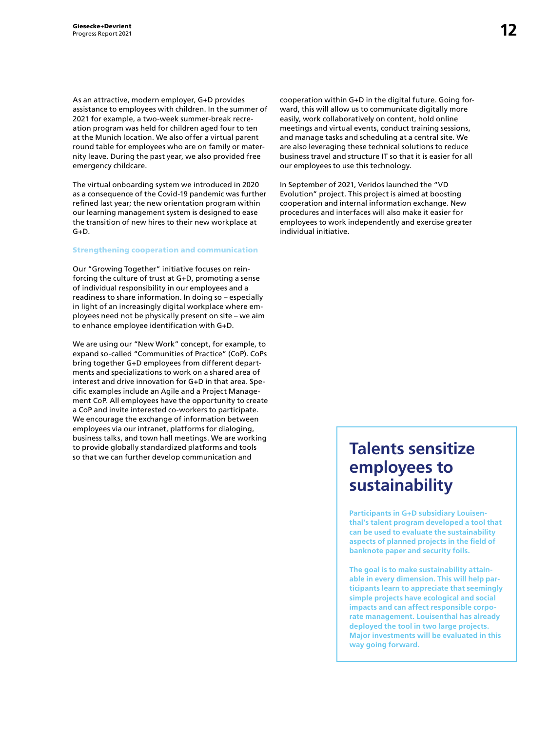As an attractive, modern employer, G+D provides assistance to employees with children. In the summer of 2021 for example, a two-week summer-break recreation program was held for children aged four to ten at the Munich location. We also offer a virtual parent round table for employees who are on family or maternity leave. During the past year, we also provided free emergency childcare.

The virtual onboarding system we introduced in 2020 as a consequence of the Covid-19 pandemic was further refined last year; the new orientation program within our learning management system is designed to ease the transition of new hires to their new workplace at G+D.

### Strengthening cooperation and communication

Our "Growing Together" initiative focuses on reinforcing the culture of trust at G+D, promoting a sense of individual responsibility in our employees and a readiness to share information. In doing so – especially in light of an increasingly digital workplace where employees need not be physically present on site – we aim to enhance employee identification with G+D.

We are using our "New Work" concept, for example, to expand so-called "Communities of Practice" (CoP). CoPs bring together G+D employees from different departments and specializations to work on a shared area of interest and drive innovation for G+D in that area. Specific examples include an Agile and a Project Management CoP. All employees have the opportunity to create a CoP and invite interested co-workers to participate. We encourage the exchange of information between employees via our intranet, platforms for dialoging, business talks, and town hall meetings. We are working to provide globally standardized platforms and tools so that we can further develop communication and cooperation within G+D in the digital future. Going forward, this will allow us to communicate digitally more easily, work collaboratively on content, hold online meetings and virtual events, conduct training sessions, and manage tasks and scheduling at a central site. We are also leveraging these technical solutions to reduce business travel and structure IT so that it is easier for all our employees to use this technology.

In September of 2021, Veridos launched the "VD Evolution" project. This project is aimed at boosting cooperation and internal information exchange. New procedures and interfaces will also make it easier for employees to work independently and exercise greater individual initiative.

## Talents sensitize employees to sustainability

**Participants in G+D subsidiary Louisenthal's talent program developed a tool that can be used to evaluate the sustainability aspects of planned projects in the field of banknote paper and security foils.**

**The goal is to make sustainability attainable in every dimension. This will help participants learn to appreciate that seemingly simple projects have ecological and social impacts and can affect responsible corporate management. Louisenthal has already deployed the tool in two large projects. Major investments will be evaluated in this way going forward.**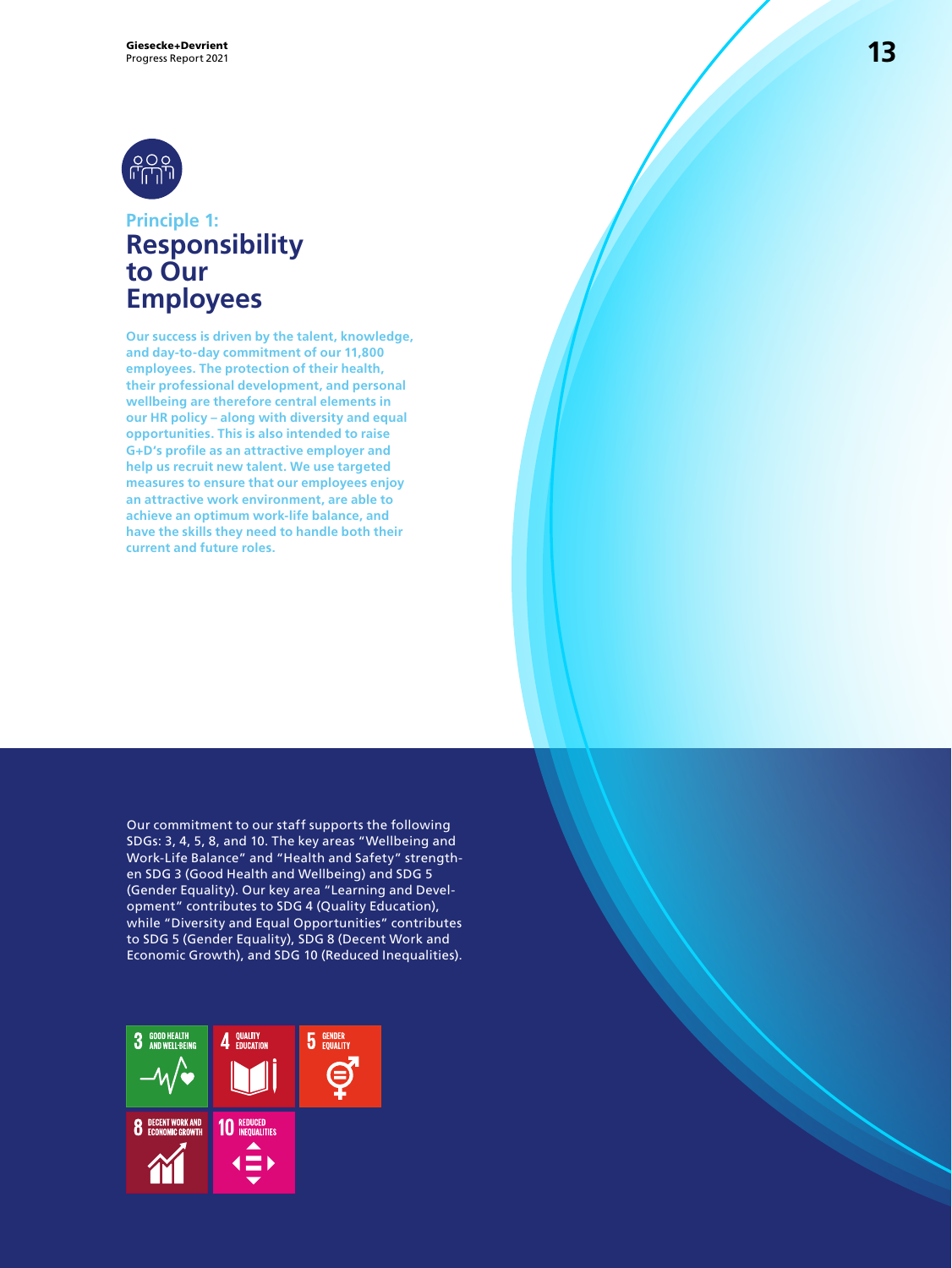## Principle 1:
# Responsibility to Our Employees

**Our success is driven by the talent, knowledge, and day-to-day commitment of our 11,800 employees. The protection of their health, their professional development, and personal wellbeing are therefore central elements in our HR policy – along with diversity and equal opportunities. This is also intended to raise G+D's profile as an attractive employer and help us recruit new talent. We use targeted measures to ensure that our employees enjoy an attractive work environment, are able to achieve an optimum work-life balance, and have the skills they need to handle both their current and future roles.**

Our commitment to our staff supports the following SDGs: 3, 4, 5, 8, and 10. The key areas "Wellbeing and Work-Life Balance" and "Health and Safety" strengthen SDG 3 (Good Health and Wellbeing) and SDG 5 (Gender Equality). Our key area "Learning and Development" contributes to SDG 4 (Quality Education), while "Diversity and Equal Opportunities" contributes to SDG 5 (Gender Equality), SDG 8 (Decent Work and Economic Growth), and SDG 10 (Reduced Inequalities).

3 GOOD HEALTH AND WELL-BEING

4 QUALITY EDUCATION

5 GENDER EQUALITY

8 DECENT WORK AND ECONOMIC GROWTH

10 REDUCED INEQUALITIES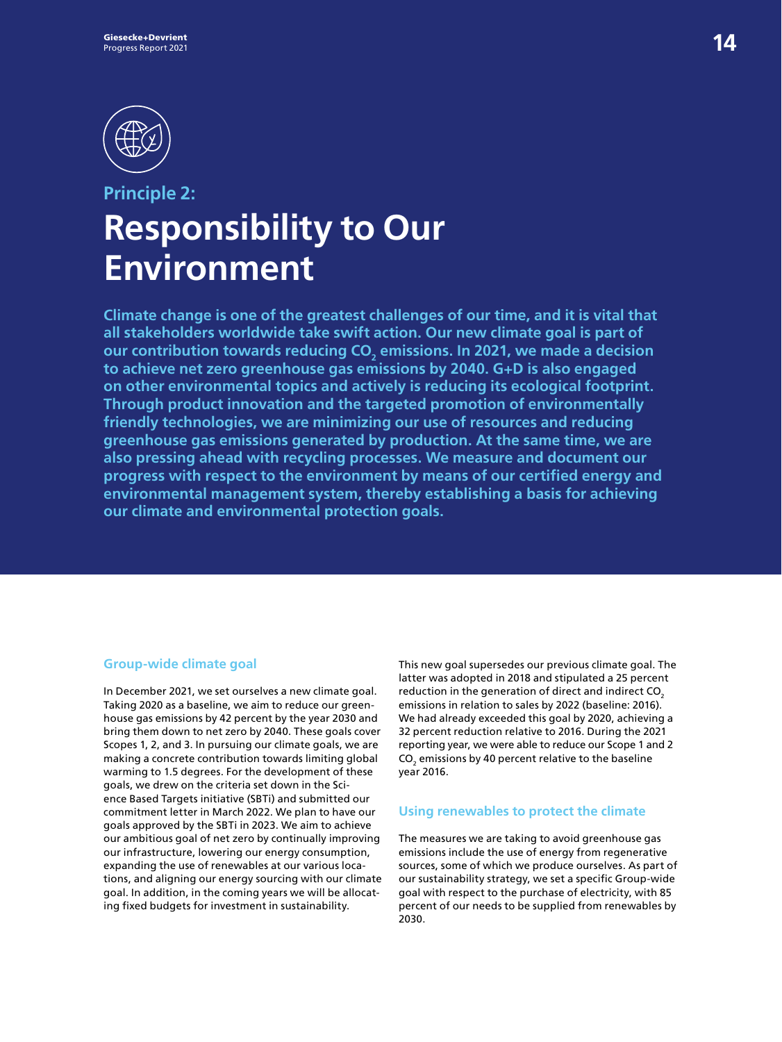Principle 2:

# Responsibility to Our Environment

**Climate change is one of the greatest challenges of our time, and it is vital that all stakeholders worldwide take swift action. Our new climate goal is part of our contribution towards reducing $CO_2$ emissions. In 2021, we made a decision to achieve net zero greenhouse gas emissions by 2040. G+D is also engaged on other environmental topics and actively is reducing its ecological footprint. Through product innovation and the targeted promotion of environmentally friendly technologies, we are minimizing our use of resources and reducing greenhouse gas emissions generated by production. At the same time, we are also pressing ahead with recycling processes. We measure and document our progress with respect to the environment by means of our certified energy and environmental management system, thereby establishing a basis for achieving our climate and environmental protection goals.**

## Group-wide climate goal

In December 2021, we set ourselves a new climate goal. Taking 2020 as a baseline, we aim to reduce our greenhouse gas emissions by 42 percent by the year 2030 and bring them down to net zero by 2040. These goals cover Scopes 1, 2, and 3. In pursuing our climate goals, we are making a concrete contribution towards limiting global warming to 1.5 degrees. For the development of these goals, we drew on the criteria set down in the Science Based Targets initiative (SBTi) and submitted our commitment letter in March 2022. We plan to have our goals approved by the SBTi in 2023. We aim to achieve our ambitious goal of net zero by continually improving our infrastructure, lowering our energy consumption, expanding the use of renewables at our various locations, and aligning our energy sourcing with our climate goal. In addition, in the coming years we will be allocating fixed budgets for investment in sustainability.

This new goal supersedes our previous climate goal. The latter was adopted in 2018 and stipulated a 25 percent reduction in the generation of direct and indirect $CO_2$ emissions in relation to sales by 2022 (baseline: 2016). We had already exceeded this goal by 2020, achieving a 32 percent reduction relative to 2016. During the 2021 reporting year, we were able to reduce our Scope 1 and 2 $CO_2$ emissions by 40 percent relative to the baseline year 2016.

## Using renewables to protect the climate

The measures we are taking to avoid greenhouse gas emissions include the use of energy from regenerative sources, some of which we produce ourselves. As part of our sustainability strategy, we set a specific Group-wide goal with respect to the purchase of electricity, with 85 percent of our needs to be supplied from renewables by 2030.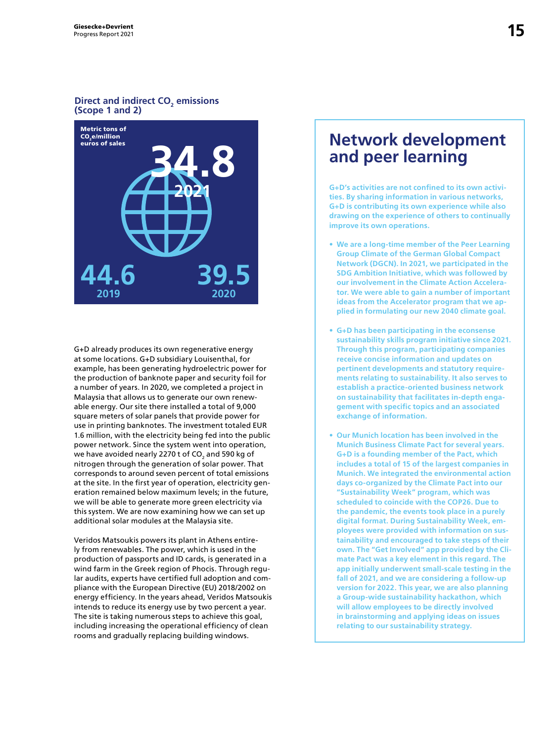### Direct and indirect $CO_2$ emissions (Scope 1 and 2)

Metric tons of $CO_2e$/million euros of sales

| 2019 | 2020 | 2021 |
|---|---|---|
| 44.6 | 39.5 | 34.8 |

G+D already produces its own regenerative energy at some locations. G+D subsidiary Louisenthal, for example, has been generating hydroelectric power for the production of banknote paper and security foil for a number of years. In 2020, we completed a project in Malaysia that allows us to generate our own renewable energy. Our site there installed a total of 9,000 square meters of solar panels that provide power for use in printing banknotes. The investment totaled EUR 1.6 million, with the electricity being fed into the public power network. Since the system went into operation, we have avoided nearly 2270 t of $CO_2$ and 590 kg of nitrogen through the generation of solar power. That corresponds to around seven percent of total emissions at the site. In the first year of operation, electricity generation remained below maximum levels; in the future, we will be able to generate more green electricity via this system. We are now examining how we can set up additional solar modules at the Malaysia site.

Veridos Matsoukis powers its plant in Athens entirely from renewables. The power, which is used in the production of passports and ID cards, is generated in a wind farm in the Greek region of Phocis. Through regular audits, experts have certified full adoption and compliance with the European Directive (EU) 2018/2002 on energy efficiency. In the years ahead, Veridos Matsoukis intends to reduce its energy use by two percent a year. The site is taking numerous steps to achieve this goal, including increasing the operational efficiency of clean rooms and gradually replacing building windows.

## Network development and peer learning

**G+D's activities are not confined to its own activities. By sharing information in various networks, G+D is contributing its own experience while also drawing on the experience of others to continually improve its own operations.**

- **We are a long-time member of the Peer Learning Group Climate of the German Global Compact Network (DGCN). In 2021, we participated in the SDG Ambition Initiative, which was followed by our involvement in the Climate Action Accelerator. We were able to gain a number of important ideas from the Accelerator program that we applied in formulating our new 2040 climate goal.**
- **G+D has been participating in the econsense sustainability skills program initiative since 2021. Through this program, participating companies receive concise information and updates on pertinent developments and statutory requirements relating to sustainability. It also serves to establish a practice-oriented business network on sustainability that facilitates in-depth engagement with specific topics and an associated exchange of information.**
- **Our Munich location has been involved in the Munich Business Climate Pact for several years. G+D is a founding member of the Pact, which includes a total of 15 of the largest companies in Munich. We integrated the environmental action days co-organized by the Climate Pact into our "Sustainability Week" program, which was scheduled to coincide with the COP26. Due to the pandemic, the events took place in a purely digital format. During Sustainability Week, employees were provided with information on sustainability and encouraged to take steps of their own. The "Get Involved" app provided by the Climate Pact was a key element in this regard. The app initially underwent small-scale testing in the fall of 2021, and we are considering a follow-up version for 2022. This year, we are also planning a Group-wide sustainability hackathon, which will allow employees to be directly involved in brainstorming and applying ideas on issues relating to our sustainability strategy.**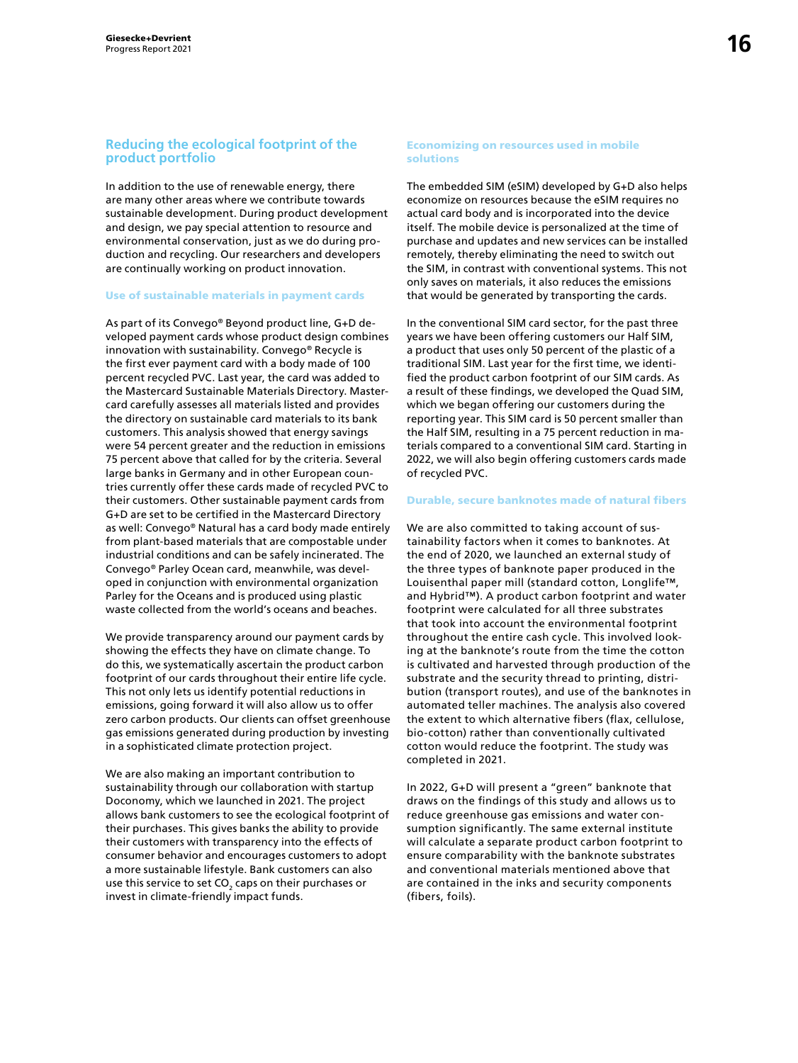## Reducing the ecological footprint of the product portfolio

In addition to the use of renewable energy, there are many other areas where we contribute towards sustainable development. During product development and design, we pay special attention to resource and environmental conservation, just as we do during production and recycling. Our researchers and developers are continually working on product innovation.

### Use of sustainable materials in payment cards

As part of its Convego® Beyond product line, G+D developed payment cards whose product design combines innovation with sustainability. Convego® Recycle is the first ever payment card with a body made of 100 percent recycled PVC. Last year, the card was added to the Mastercard Sustainable Materials Directory. Mastercard carefully assesses all materials listed and provides the directory on sustainable card materials to its bank customers. This analysis showed that energy savings were 54 percent greater and the reduction in emissions 75 percent above that called for by the criteria. Several large banks in Germany and in other European countries currently offer these cards made of recycled PVC to their customers. Other sustainable payment cards from G+D are set to be certified in the Mastercard Directory as well: Convego® Natural has a card body made entirely from plant-based materials that are compostable under industrial conditions and can be safely incinerated. The Convego® Parley Ocean card, meanwhile, was developed in conjunction with environmental organization Parley for the Oceans and is produced using plastic waste collected from the world's oceans and beaches.

We provide transparency around our payment cards by showing the effects they have on climate change. To do this, we systematically ascertain the product carbon footprint of our cards throughout their entire life cycle. This not only lets us identify potential reductions in emissions, going forward it will also allow us to offer zero carbon products. Our clients can offset greenhouse gas emissions generated during production by investing in a sophisticated climate protection project.

We are also making an important contribution to sustainability through our collaboration with startup Doconomy, which we launched in 2021. The project allows bank customers to see the ecological footprint of their purchases. This gives banks the ability to provide their customers with transparency into the effects of consumer behavior and encourages customers to adopt a more sustainable lifestyle. Bank customers can also use this service to set $CO_2$ caps on their purchases or invest in climate-friendly impact funds.

### Economizing on resources used in mobile solutions

The embedded SIM (eSIM) developed by G+D also helps economize on resources because the eSIM requires no actual card body and is incorporated into the device itself. The mobile device is personalized at the time of purchase and updates and new services can be installed remotely, thereby eliminating the need to switch out the SIM, in contrast with conventional systems. This not only saves on materials, it also reduces the emissions that would be generated by transporting the cards.

In the conventional SIM card sector, for the past three years we have been offering customers our Half SIM, a product that uses only 50 percent of the plastic of a traditional SIM. Last year for the first time, we identified the product carbon footprint of our SIM cards. As a result of these findings, we developed the Quad SIM, which we began offering our customers during the reporting year. This SIM card is 50 percent smaller than the Half SIM, resulting in a 75 percent reduction in materials compared to a conventional SIM card. Starting in 2022, we will also begin offering customers cards made of recycled PVC.

### Durable, secure banknotes made of natural fibers

We are also committed to taking account of sustainability factors when it comes to banknotes. At the end of 2020, we launched an external study of the three types of banknote paper produced in the Louisenthal paper mill (standard cotton, Longlife™, and Hybrid™). A product carbon footprint and water footprint were calculated for all three substrates that took into account the environmental footprint throughout the entire cash cycle. This involved looking at the banknote's route from the time the cotton is cultivated and harvested through production of the substrate and the security thread to printing, distribution (transport routes), and use of the banknotes in automated teller machines. The analysis also covered the extent to which alternative fibers (flax, cellulose, bio-cotton) rather than conventionally cultivated cotton would reduce the footprint. The study was completed in 2021.

In 2022, G+D will present a "green" banknote that draws on the findings of this study and allows us to reduce greenhouse gas emissions and water consumption significantly. The same external institute will calculate a separate product carbon footprint to ensure comparability with the banknote substrates and conventional materials mentioned above that are contained in the inks and security components (fibers, foils).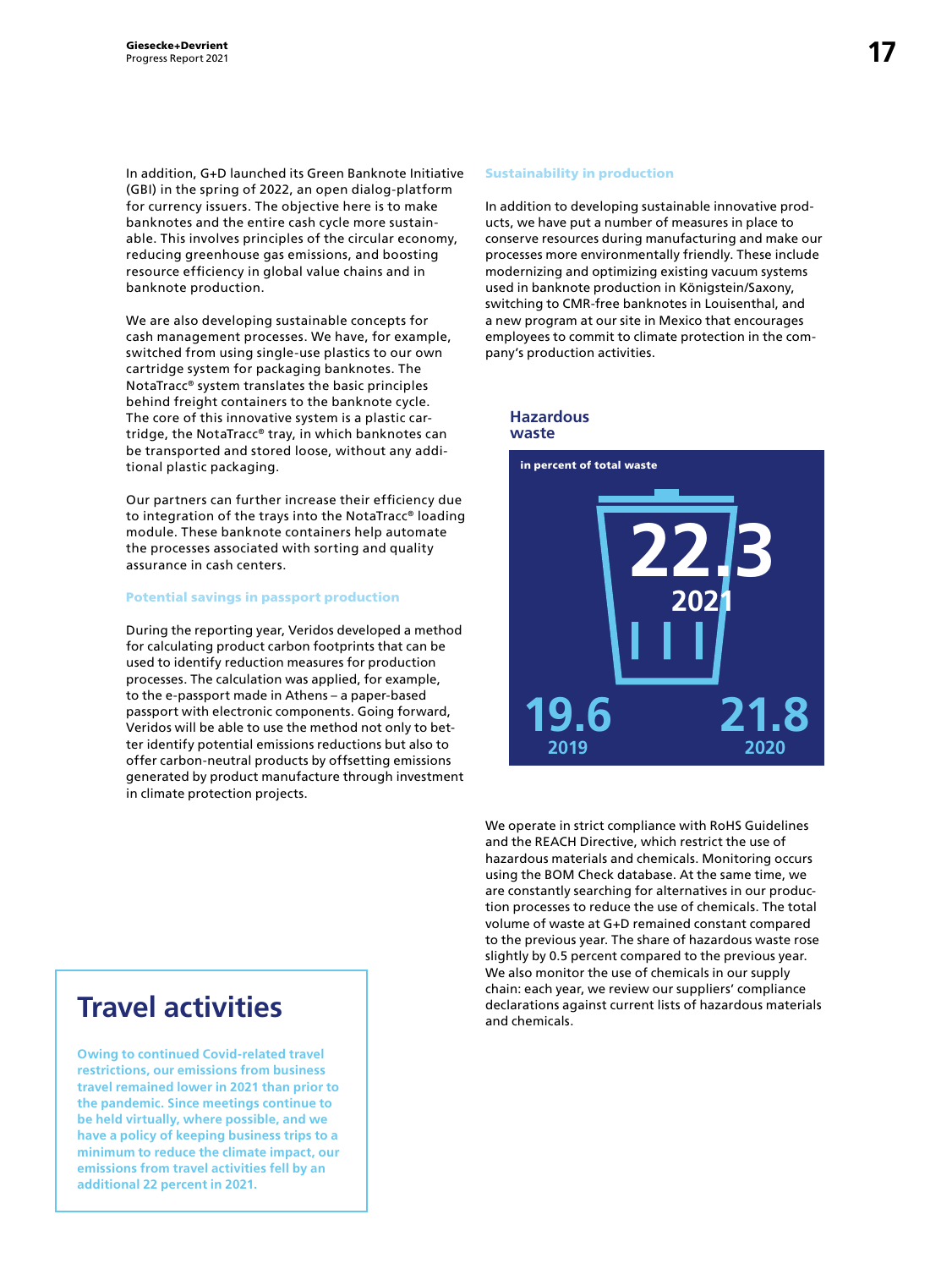In addition, G+D launched its Green Banknote Initiative (GBI) in the spring of 2022, an open dialog-platform for currency issuers. The objective here is to make banknotes and the entire cash cycle more sustainable. This involves principles of the circular economy, reducing greenhouse gas emissions, and boosting resource efficiency in global value chains and in banknote production.

We are also developing sustainable concepts for cash management processes. We have, for example, switched from using single-use plastics to our own cartridge system for packaging banknotes. The NotaTracc® system translates the basic principles behind freight containers to the banknote cycle. The core of this innovative system is a plastic cartridge, the NotaTracc® tray, in which banknotes can be transported and stored loose, without any additional plastic packaging.

Our partners can further increase their efficiency due to integration of the trays into the NotaTracc® loading module. These banknote containers help automate the processes associated with sorting and quality assurance in cash centers.

### Potential savings in passport production

During the reporting year, Veridos developed a method for calculating product carbon footprints that can be used to identify reduction measures for production processes. The calculation was applied, for example, to the e-passport made in Athens – a paper-based passport with electronic components. Going forward, Veridos will be able to use the method not only to better identify potential emissions reductions but also to offer carbon-neutral products by offsetting emissions generated by product manufacture through investment in climate protection projects.

### Sustainability in production

In addition to developing sustainable innovative products, we have put a number of measures in place to conserve resources during manufacturing and make our processes more environmentally friendly. These include modernizing and optimizing existing vacuum systems used in banknote production in Königstein/Saxony, switching to CMR-free banknotes in Louisenthal, and a new program at our site in Mexico that encourages employees to commit to climate protection in the company's production activities.

**Hazardous waste**

in percent of total waste

| 2019 | 2020 | 2021 |
| --- | --- | --- |
| 19.6 | 21.8 | 22.3 |

We operate in strict compliance with RoHS Guidelines and the REACH Directive, which restrict the use of hazardous materials and chemicals. Monitoring occurs using the BOM Check database. At the same time, we are constantly searching for alternatives in our production processes to reduce the use of chemicals. The total volume of waste at G+D remained constant compared to the previous year. The share of hazardous waste rose slightly by 0.5 percent compared to the previous year. We also monitor the use of chemicals in our supply chain: each year, we review our suppliers' compliance declarations against current lists of hazardous materials and chemicals.

## Travel activities

**Owing to continued Covid-related travel restrictions, our emissions from business travel remained lower in 2021 than prior to the pandemic. Since meetings continue to be held virtually, where possible, and we have a policy of keeping business trips to a minimum to reduce the climate impact, our emissions from travel activities fell by an additional 22 percent in 2021.**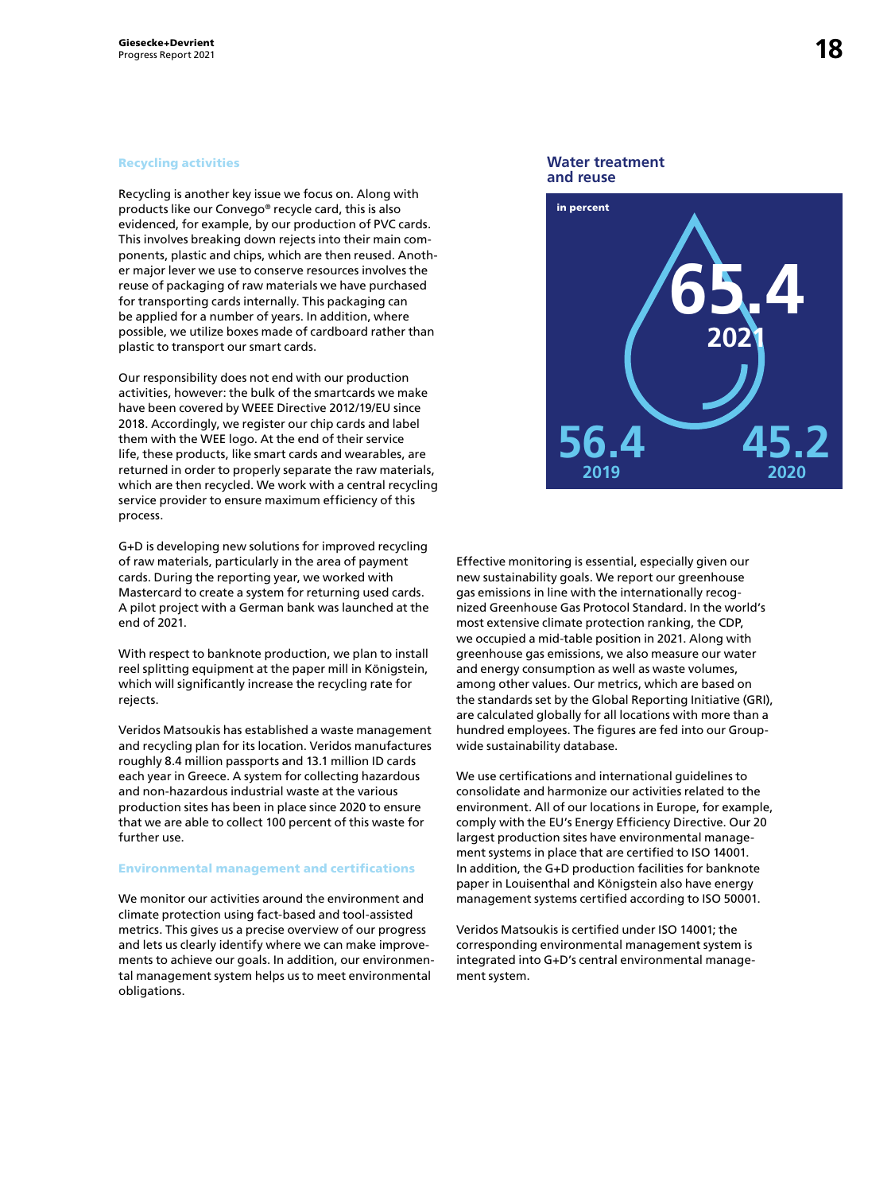## Recycling activities

Recycling is another key issue we focus on. Along with products like our Convego® recycle card, this is also evidenced, for example, by our production of PVC cards. This involves breaking down rejects into their main components, plastic and chips, which are then reused. Another major lever we use to conserve resources involves the reuse of packaging of raw materials we have purchased for transporting cards internally. This packaging can be applied for a number of years. In addition, where possible, we utilize boxes made of cardboard rather than plastic to transport our smart cards.

Our responsibility does not end with our production activities, however: the bulk of the smartcards we make have been covered by WEEE Directive 2012/19/EU since 2018. Accordingly, we register our chip cards and label them with the WEE logo. At the end of their service life, these products, like smart cards and wearables, are returned in order to properly separate the raw materials, which are then recycled. We work with a central recycling service provider to ensure maximum efficiency of this process.

G+D is developing new solutions for improved recycling of raw materials, particularly in the area of payment cards. During the reporting year, we worked with Mastercard to create a system for returning used cards. A pilot project with a German bank was launched at the end of 2021.

With respect to banknote production, we plan to install reel splitting equipment at the paper mill in Königstein, which will significantly increase the recycling rate for rejects.

Veridos Matsoukis has established a waste management and recycling plan for its location. Veridos manufactures roughly 8.4 million passports and 13.1 million ID cards each year in Greece. A system for collecting hazardous and non-hazardous industrial waste at the various production sites has been in place since 2020 to ensure that we are able to collect 100 percent of this waste for further use.

## Environmental management and certifications

We monitor our activities around the environment and climate protection using fact-based and tool-assisted metrics. This gives us a precise overview of our progress and lets us clearly identify where we can make improvements to achieve our goals. In addition, our environmental management system helps us to meet environmental obligations.

### Water treatment and reuse

in percent

| Year | Value |
|---|---|
| 2019 | 56.4 |
| 2020 | 45.2 |
| 2021 | 65.4 |

Effective monitoring is essential, especially given our new sustainability goals. We report our greenhouse gas emissions in line with the internationally recognized Greenhouse Gas Protocol Standard. In the world's most extensive climate protection ranking, the CDP, we occupied a mid-table position in 2021. Along with greenhouse gas emissions, we also measure our water and energy consumption as well as waste volumes, among other values. Our metrics, which are based on the standards set by the Global Reporting Initiative (GRI), are calculated globally for all locations with more than a hundred employees. The figures are fed into our Group-wide sustainability database.

We use certifications and international guidelines to consolidate and harmonize our activities related to the environment. All of our locations in Europe, for example, comply with the EU's Energy Efficiency Directive. Our 20 largest production sites have environmental management systems in place that are certified to ISO 14001. In addition, the G+D production facilities for banknote paper in Louisenthal and Königstein also have energy management systems certified according to ISO 50001.

Veridos Matsoukis is certified under ISO 14001; the corresponding environmental management system is integrated into G+D's central environmental management system.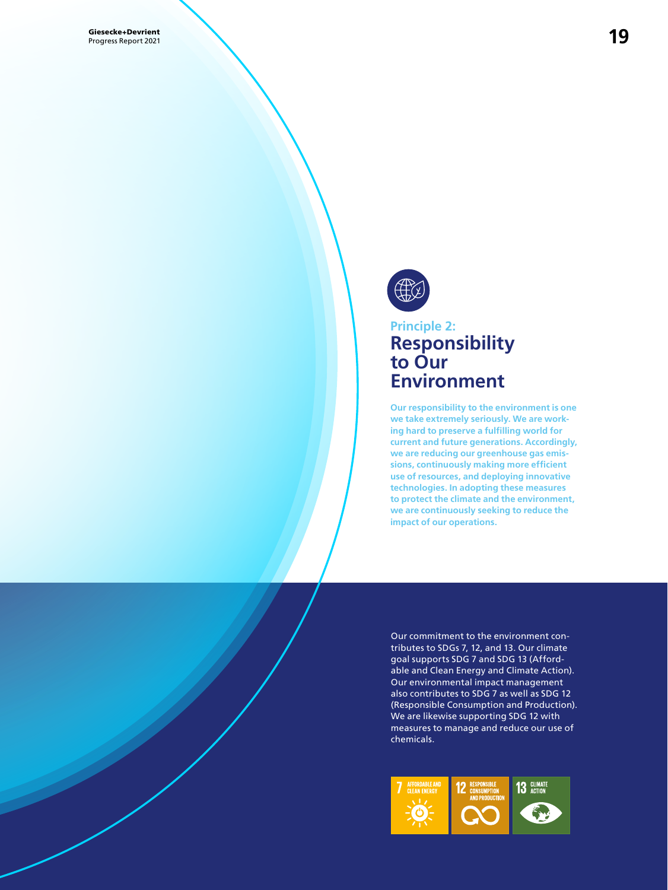Principle 2:

# Responsibility to Our Environment

**Our responsibility to the environment is one we take extremely seriously. We are working hard to preserve a fulfilling world for current and future generations. Accordingly, we are reducing our greenhouse gas emissions, continuously making more efficient use of resources, and deploying innovative technologies. In adopting these measures to protect the climate and the environment, we are continuously seeking to reduce the impact of our operations.**

Our commitment to the environment contributes to SDGs 7, 12, and 13. Our climate goal supports SDG 7 and SDG 13 (Affordable and Clean Energy and Climate Action). Our environmental impact management also contributes to SDG 7 as well as SDG 12 (Responsible Consumption and Production). We are likewise supporting SDG 12 with measures to manage and reduce our use of chemicals.

7 AFFORDABLE AND CLEAN ENERGY

12 RESPONSIBLE CONSUMPTION AND PRODUCTION

13 CLIMATE ACTION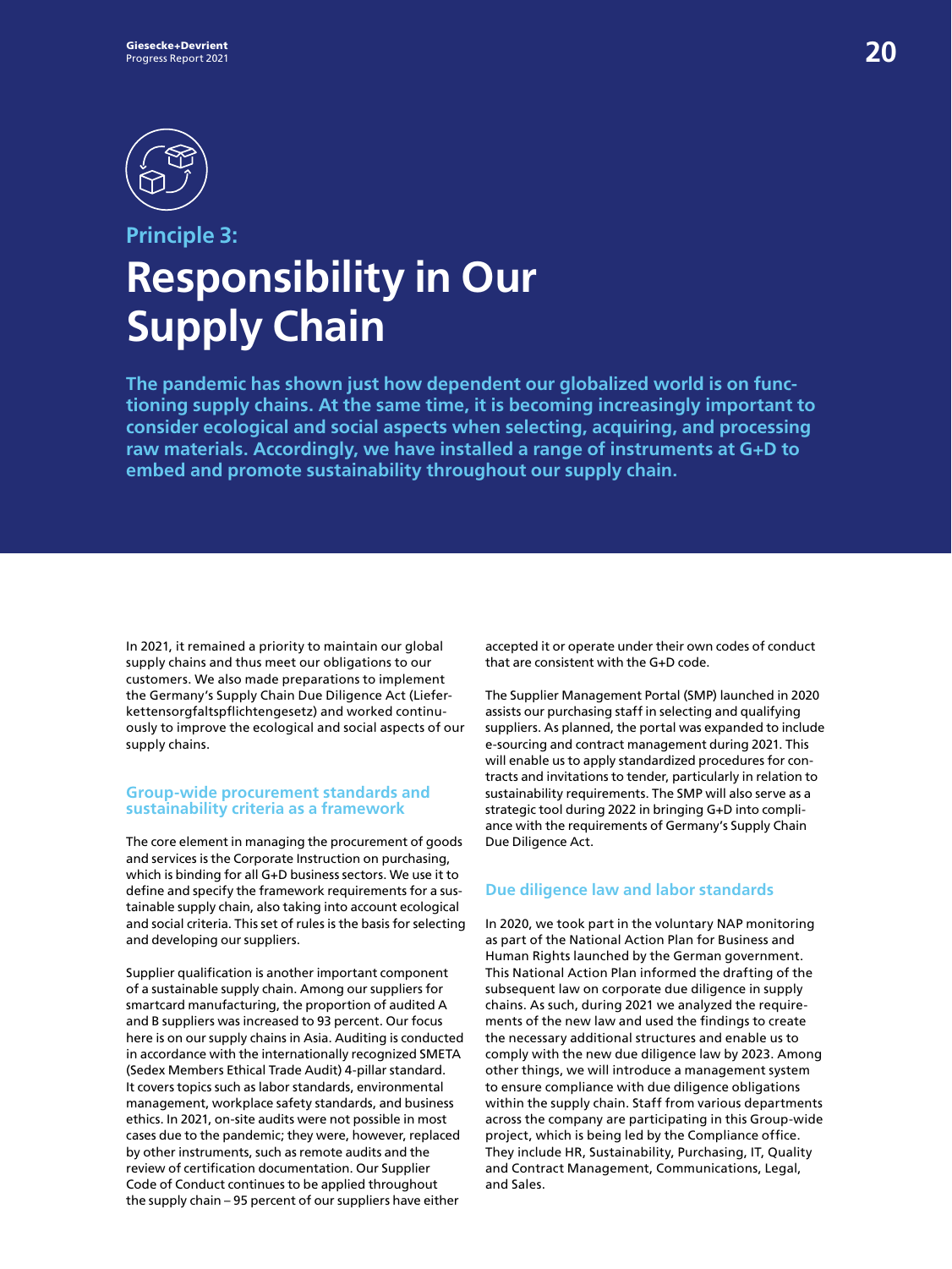## Principle 3:

# Responsibility in Our Supply Chain

**The pandemic has shown just how dependent our globalized world is on functioning supply chains. At the same time, it is becoming increasingly important to consider ecological and social aspects when selecting, acquiring, and processing raw materials. Accordingly, we have installed a range of instruments at G+D to embed and promote sustainability throughout our supply chain.**

In 2021, it remained a priority to maintain our global supply chains and thus meet our obligations to our customers. We also made preparations to implement the Germany's Supply Chain Due Diligence Act (Lieferkettensorgfaltspflichtengesetz) and worked continuously to improve the ecological and social aspects of our supply chains.

### Group-wide procurement standards and sustainability criteria as a framework

The core element in managing the procurement of goods and services is the Corporate Instruction on purchasing, which is binding for all G+D business sectors. We use it to define and specify the framework requirements for a sustainable supply chain, also taking into account ecological and social criteria. This set of rules is the basis for selecting and developing our suppliers.

Supplier qualification is another important component of a sustainable supply chain. Among our suppliers for smartcard manufacturing, the proportion of audited A and B suppliers was increased to 93 percent. Our focus here is on our supply chains in Asia. Auditing is conducted in accordance with the internationally recognized SMETA (Sedex Members Ethical Trade Audit) 4-pillar standard. It covers topics such as labor standards, environmental management, workplace safety standards, and business ethics. In 2021, on-site audits were not possible in most cases due to the pandemic; they were, however, replaced by other instruments, such as remote audits and the review of certification documentation. Our Supplier Code of Conduct continues to be applied throughout the supply chain – 95 percent of our suppliers have either accepted it or operate under their own codes of conduct that are consistent with the G+D code.

The Supplier Management Portal (SMP) launched in 2020 assists our purchasing staff in selecting and qualifying suppliers. As planned, the portal was expanded to include e-sourcing and contract management during 2021. This will enable us to apply standardized procedures for contracts and invitations to tender, particularly in relation to sustainability requirements. The SMP will also serve as a strategic tool during 2022 in bringing G+D into compliance with the requirements of Germany's Supply Chain Due Diligence Act.

### Due diligence law and labor standards

In 2020, we took part in the voluntary NAP monitoring as part of the National Action Plan for Business and Human Rights launched by the German government. This National Action Plan informed the drafting of the subsequent law on corporate due diligence in supply chains. As such, during 2021 we analyzed the requirements of the new law and used the findings to create the necessary additional structures and enable us to comply with the new due diligence law by 2023. Among other things, we will introduce a management system to ensure compliance with due diligence obligations within the supply chain. Staff from various departments across the company are participating in this Group-wide project, which is being led by the Compliance office. They include HR, Sustainability, Purchasing, IT, Quality and Contract Management, Communications, Legal, and Sales.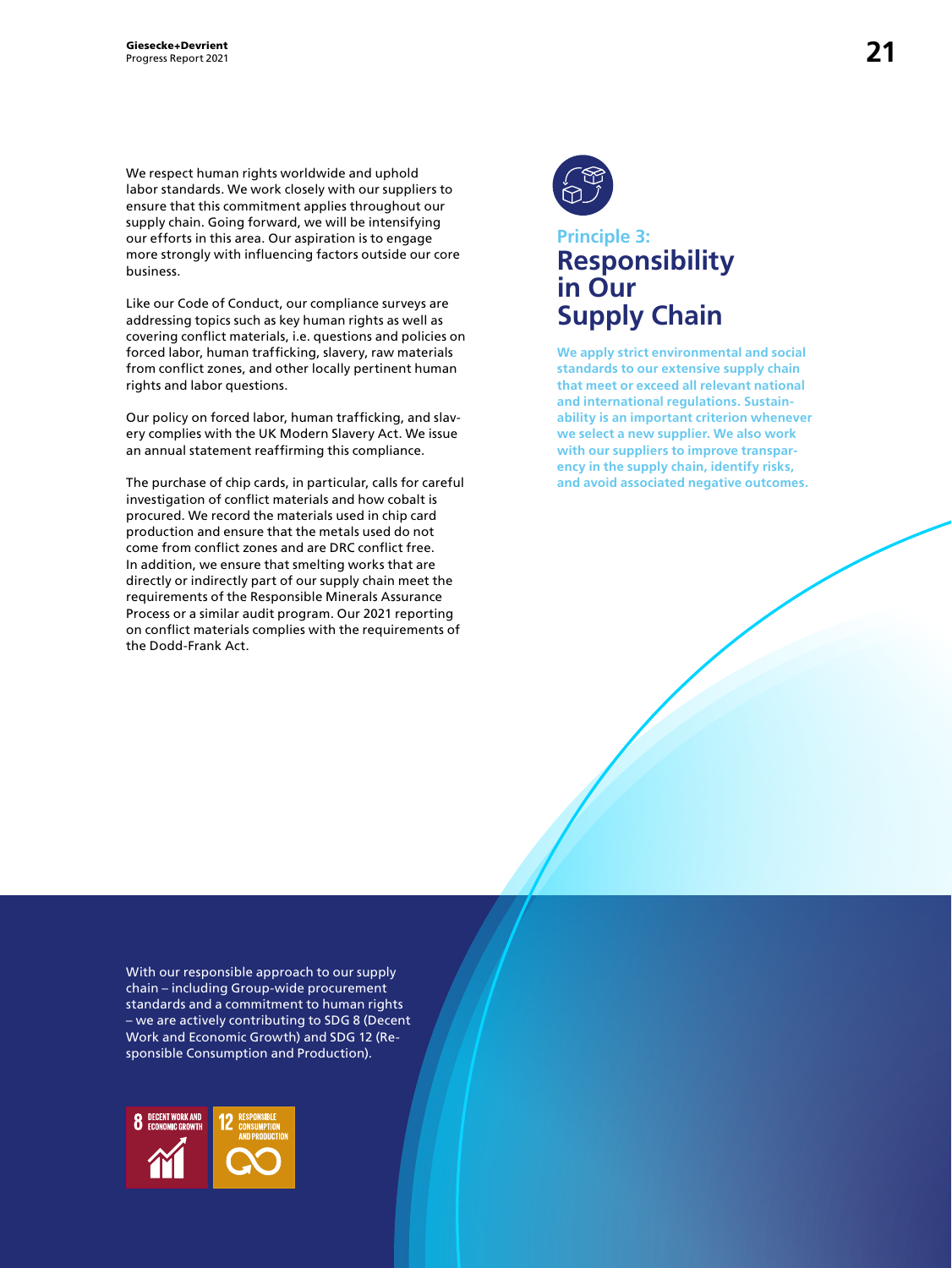## Principle 3:
# Responsibility in Our Supply Chain

**We apply strict environmental and social standards to our extensive supply chain that meet or exceed all relevant national and international regulations. Sustainability is an important criterion whenever we select a new supplier. We also work with our suppliers to improve transparency in the supply chain, identify risks, and avoid associated negative outcomes.**

We respect human rights worldwide and uphold labor standards. We work closely with our suppliers to ensure that this commitment applies throughout our supply chain. Going forward, we will be intensifying our efforts in this area. Our aspiration is to engage more strongly with influencing factors outside our core business.

Like our Code of Conduct, our compliance surveys are addressing topics such as key human rights as well as covering conflict materials, i.e. questions and policies on forced labor, human trafficking, slavery, raw materials from conflict zones, and other locally pertinent human rights and labor questions.

Our policy on forced labor, human trafficking, and slavery complies with the UK Modern Slavery Act. We issue an annual statement reaffirming this compliance.

The purchase of chip cards, in particular, calls for careful investigation of conflict materials and how cobalt is procured. We record the materials used in chip card production and ensure that the metals used do not come from conflict zones and are DRC conflict free. In addition, we ensure that smelting works that are directly or indirectly part of our supply chain meet the requirements of the Responsible Minerals Assurance Process or a similar audit program. Our 2021 reporting on conflict materials complies with the requirements of the Dodd-Frank Act.

With our responsible approach to our supply chain – including Group-wide procurement standards and a commitment to human rights – we are actively contributing to SDG 8 (Decent Work and Economic Growth) and SDG 12 (Responsible Consumption and Production).

8 DECENT WORK AND ECONOMIC GROWTH

12 RESPONSIBLE CONSUMPTION AND PRODUCTION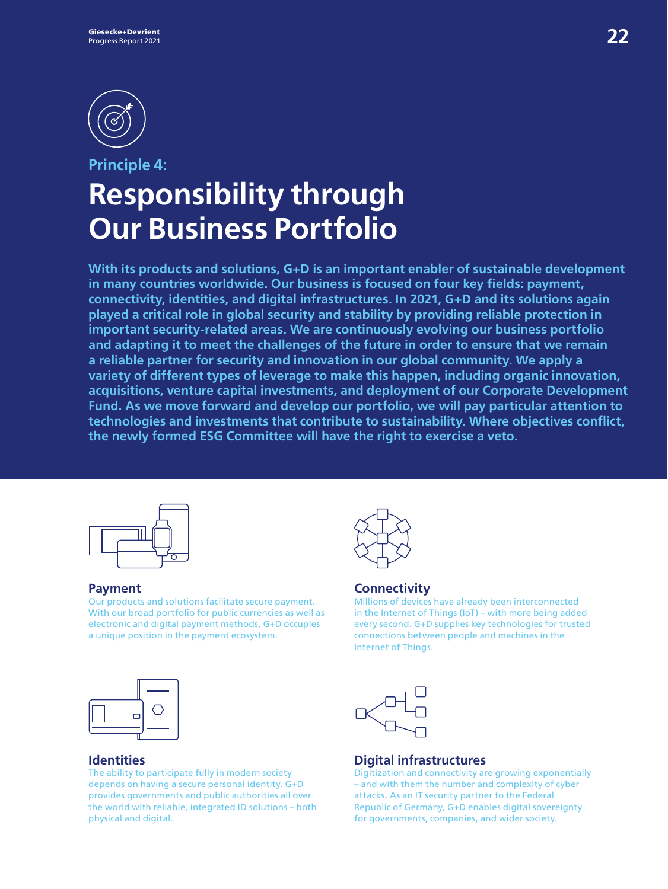Principle 4:

# Responsibility through Our Business Portfolio

**With its products and solutions, G+D is an important enabler of sustainable development in many countries worldwide. Our business is focused on four key fields: payment, connectivity, identities, and digital infrastructures. In 2021, G+D and its solutions again played a critical role in global security and stability by providing reliable protection in important security-related areas. We are continuously evolving our business portfolio and adapting it to meet the challenges of the future in order to ensure that we remain a reliable partner for security and innovation in our global community. We apply a variety of different types of leverage to make this happen, including organic innovation, acquisitions, venture capital investments, and deployment of our Corporate Development Fund. As we move forward and develop our portfolio, we will pay particular attention to technologies and investments that contribute to sustainability. Where objectives conflict, the newly formed ESG Committee will have the right to exercise a veto.**

## Payment

Our products and solutions facilitate secure payment. With our broad portfolio for public currencies as well as electronic and digital payment methods, G+D occupies a unique position in the payment ecosystem.

## Connectivity

Millions of devices have already been interconnected in the Internet of Things (IoT) – with more being added every second. G+D supplies key technologies for trusted connections between people and machines in the Internet of Things.

## Identities

The ability to participate fully in modern society depends on having a secure personal identity. G+D provides governments and public authorities all over the world with reliable, integrated ID solutions – both physical and digital.

## Digital infrastructures

Digitization and connectivity are growing exponentially – and with them the number and complexity of cyber attacks. As an IT security partner to the Federal Republic of Germany, G+D enables digital sovereignty for governments, companies, and wider society.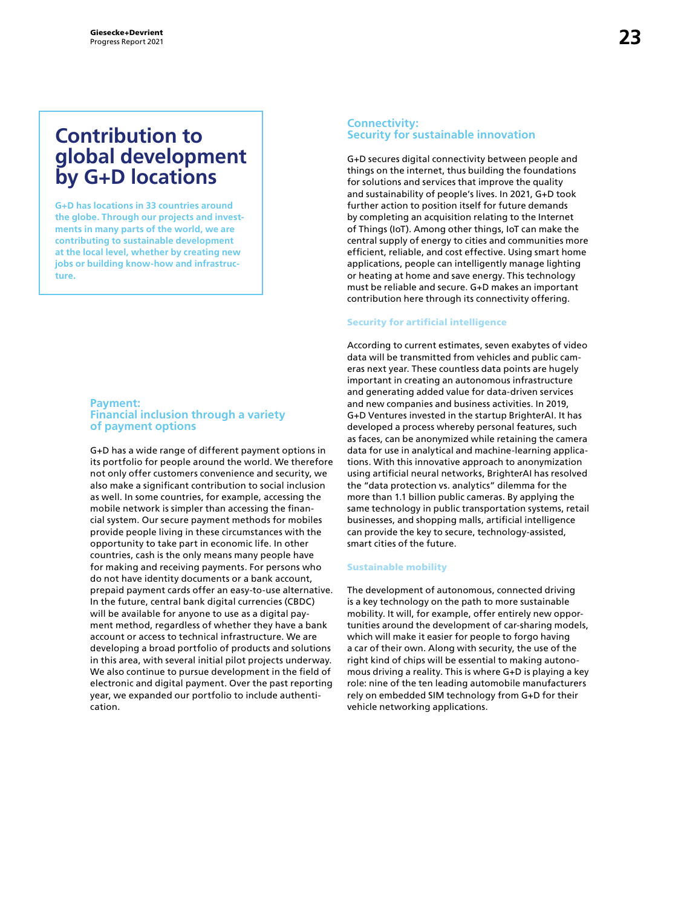# Contribution to global development by G+D locations

**G+D has locations in 33 countries around the globe. Through our projects and investments in many parts of the world, we are contributing to sustainable development at the local level, whether by creating new jobs or building know-how and infrastructure.**

## Payment: Financial inclusion through a variety of payment options

G+D has a wide range of different payment options in its portfolio for people around the world. We therefore not only offer customers convenience and security, we also make a significant contribution to social inclusion as well. In some countries, for example, accessing the mobile network is simpler than accessing the financial system. Our secure payment methods for mobiles provide people living in these circumstances with the opportunity to take part in economic life. In other countries, cash is the only means many people have for making and receiving payments. For persons who do not have identity documents or a bank account, prepaid payment cards offer an easy-to-use alternative. In the future, central bank digital currencies (CBDC) will be available for anyone to use as a digital payment method, regardless of whether they have a bank account or access to technical infrastructure. We are developing a broad portfolio of products and solutions in this area, with several initial pilot projects underway. We also continue to pursue development in the field of electronic and digital payment. Over the past reporting year, we expanded our portfolio to include authentication.

## Connectivity: Security for sustainable innovation

G+D secures digital connectivity between people and things on the internet, thus building the foundations for solutions and services that improve the quality and sustainability of people's lives. In 2021, G+D took further action to position itself for future demands by completing an acquisition relating to the Internet of Things (IoT). Among other things, IoT can make the central supply of energy to cities and communities more efficient, reliable, and cost effective. Using smart home applications, people can intelligently manage lighting or heating at home and save energy. This technology must be reliable and secure. G+D makes an important contribution here through its connectivity offering.

### Security for artificial intelligence

According to current estimates, seven exabytes of video data will be transmitted from vehicles and public cameras next year. These countless data points are hugely important in creating an autonomous infrastructure and generating added value for data-driven services and new companies and business activities. In 2019, G+D Ventures invested in the startup BrighterAI. It has developed a process whereby personal features, such as faces, can be anonymized while retaining the camera data for use in analytical and machine-learning applications. With this innovative approach to anonymization using artificial neural networks, BrighterAI has resolved the "data protection vs. analytics" dilemma for the more than 1.1 billion public cameras. By applying the same technology in public transportation systems, retail businesses, and shopping malls, artificial intelligence can provide the key to secure, technology-assisted, smart cities of the future.

### Sustainable mobility

The development of autonomous, connected driving is a key technology on the path to more sustainable mobility. It will, for example, offer entirely new opportunities around the development of car-sharing models, which will make it easier for people to forgo having a car of their own. Along with security, the use of the right kind of chips will be essential to making autonomous driving a reality. This is where G+D is playing a key role: nine of the ten leading automobile manufacturers rely on embedded SIM technology from G+D for their vehicle networking applications.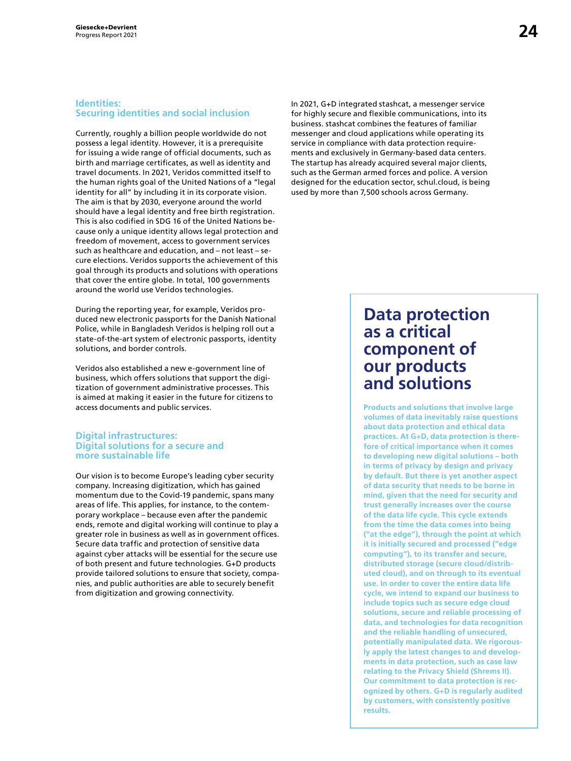## Identities: Securing identities and social inclusion

Currently, roughly a billion people worldwide do not possess a legal identity. However, it is a prerequisite for issuing a wide range of official documents, such as birth and marriage certificates, as well as identity and travel documents. In 2021, Veridos committed itself to the human rights goal of the United Nations of a "legal identity for all" by including it in its corporate vision. The aim is that by 2030, everyone around the world should have a legal identity and free birth registration. This is also codified in SDG 16 of the United Nations because only a unique identity allows legal protection and freedom of movement, access to government services such as healthcare and education, and – not least – secure elections. Veridos supports the achievement of this goal through its products and solutions with operations that cover the entire globe. In total, 100 governments around the world use Veridos technologies.

During the reporting year, for example, Veridos produced new electronic passports for the Danish National Police, while in Bangladesh Veridos is helping roll out a state-of-the-art system of electronic passports, identity solutions, and border controls.

Veridos also established a new e-government line of business, which offers solutions that support the digitization of government administrative processes. This is aimed at making it easier in the future for citizens to access documents and public services.

## Digital infrastructures: Digital solutions for a secure and more sustainable life

Our vision is to become Europe's leading cyber security company. Increasing digitization, which has gained momentum due to the Covid-19 pandemic, spans many areas of life. This applies, for instance, to the contemporary workplace – because even after the pandemic ends, remote and digital working will continue to play a greater role in business as well as in government offices. Secure data traffic and protection of sensitive data against cyber attacks will be essential for the secure use of both present and future technologies. G+D products provide tailored solutions to ensure that society, companies, and public authorities are able to securely benefit from digitization and growing connectivity.

In 2021, G+D integrated stashcat, a messenger service for highly secure and flexible communications, into its business. stashcat combines the features of familiar messenger and cloud applications while operating its service in compliance with data protection requirements and exclusively in Germany-based data centers. The startup has already acquired several major clients, such as the German armed forces and police. A version designed for the education sector, schul.cloud, is being used by more than 7,500 schools across Germany.

## Data protection as a critical component of our products and solutions

**Products and solutions that involve large volumes of data inevitably raise questions about data protection and ethical data practices. At G+D, data protection is therefore of critical importance when it comes to developing new digital solutions – both in terms of privacy by design and privacy by default. But there is yet another aspect of data security that needs to be borne in mind, given that the need for security and trust generally increases over the course of the data life cycle. This cycle extends from the time the data comes into being ("at the edge"), through the point at which it is initially secured and processed ("edge computing"), to its transfer and secure, distributed storage (secure cloud/distributed cloud), and on through to its eventual use. In order to cover the entire data life cycle, we intend to expand our business to include topics such as secure edge cloud solutions, secure and reliable processing of data, and technologies for data recognition and the reliable handling of unsecured, potentially manipulated data. We rigorously apply the latest changes to and developments in data protection, such as case law relating to the Privacy Shield (Shrems II). Our commitment to data protection is recognized by others. G+D is regularly audited by customers, with consistently positive results.**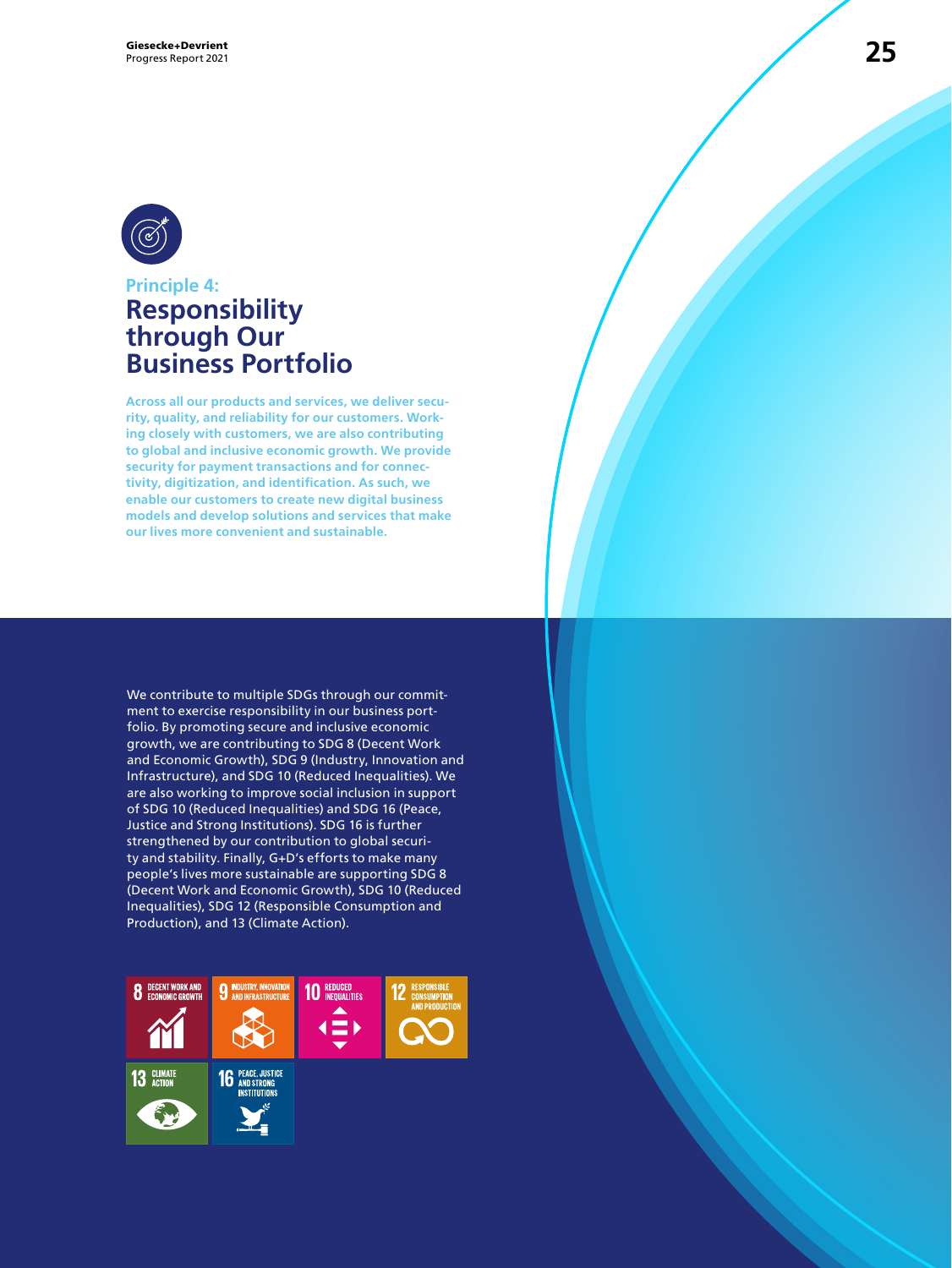## Principle 4:

# Responsibility through Our Business Portfolio

**Across all our products and services, we deliver security, quality, and reliability for our customers. Working closely with customers, we are also contributing to global and inclusive economic growth. We provide security for payment transactions and for connectivity, digitization, and identification. As such, we enable our customers to create new digital business models and develop solutions and services that make our lives more convenient and sustainable.**

We contribute to multiple SDGs through our commitment to exercise responsibility in our business portfolio. By promoting secure and inclusive economic growth, we are contributing to SDG 8 (Decent Work and Economic Growth), SDG 9 (Industry, Innovation and Infrastructure), and SDG 10 (Reduced Inequalities). We are also working to improve social inclusion in support of SDG 10 (Reduced Inequalities) and SDG 16 (Peace, Justice and Strong Institutions). SDG 16 is further strengthened by our contribution to global security and stability. Finally, G+D's efforts to make many people's lives more sustainable are supporting SDG 8 (Decent Work and Economic Growth), SDG 10 (Reduced Inequalities), SDG 12 (Responsible Consumption and Production), and 13 (Climate Action).

8 DECENT WORK AND ECONOMIC GROWTH
9 INDUSTRY, INNOVATION AND INFRASTRUCTURE
10 REDUCED INEQUALITIES
12 RESPONSIBLE CONSUMPTION AND PRODUCTION
13 CLIMATE ACTION
16 PEACE, JUSTICE AND STRONG INSTITUTIONS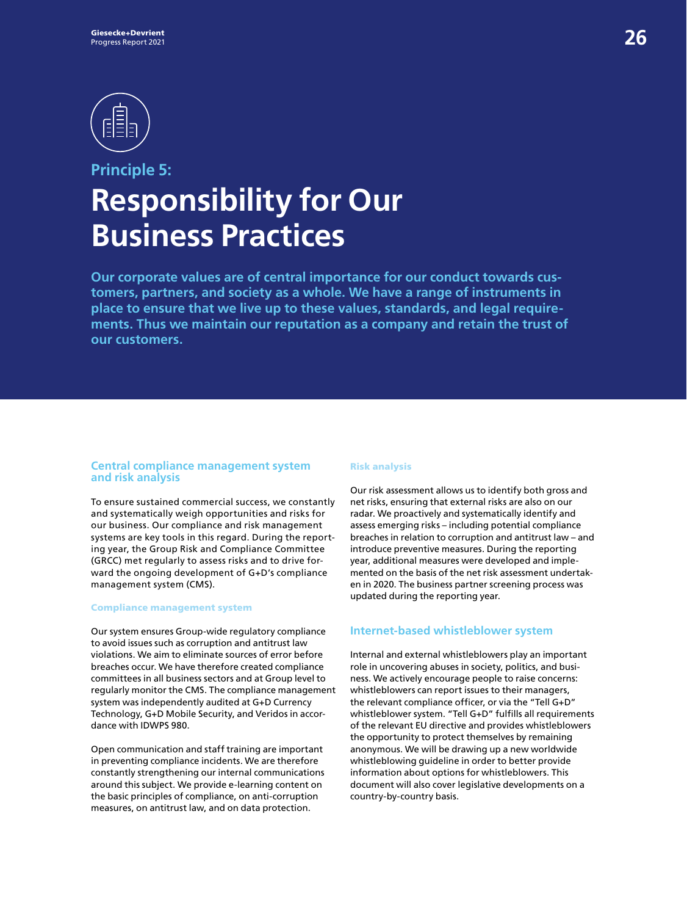## Principle 5:

# Responsibility for Our Business Practices

**Our corporate values are of central importance for our conduct towards customers, partners, and society as a whole. We have a range of instruments in place to ensure that we live up to these values, standards, and legal requirements. Thus we maintain our reputation as a company and retain the trust of our customers.**

### Central compliance management system and risk analysis

To ensure sustained commercial success, we constantly and systematically weigh opportunities and risks for our business. Our compliance and risk management systems are key tools in this regard. During the reporting year, the Group Risk and Compliance Committee (GRCC) met regularly to assess risks and to drive forward the ongoing development of G+D's compliance management system (CMS).

#### Compliance management system

Our system ensures Group-wide regulatory compliance to avoid issues such as corruption and antitrust law violations. We aim to eliminate sources of error before breaches occur. We have therefore created compliance committees in all business sectors and at Group level to regularly monitor the CMS. The compliance management system was independently audited at G+D Currency Technology, G+D Mobile Security, and Veridos in accordance with IDWPS 980.

Open communication and staff training are important in preventing compliance incidents. We are therefore constantly strengthening our internal communications around this subject. We provide e-learning content on the basic principles of compliance, on anti-corruption measures, on antitrust law, and on data protection.

#### Risk analysis

Our risk assessment allows us to identify both gross and net risks, ensuring that external risks are also on our radar. We proactively and systematically identify and assess emerging risks – including potential compliance breaches in relation to corruption and antitrust law – and introduce preventive measures. During the reporting year, additional measures were developed and implemented on the basis of the net risk assessment undertaken in 2020. The business partner screening process was updated during the reporting year.

### Internet-based whistleblower system

Internal and external whistleblowers play an important role in uncovering abuses in society, politics, and business. We actively encourage people to raise concerns: whistleblowers can report issues to their managers, the relevant compliance officer, or via the "Tell G+D" whistleblower system. "Tell G+D" fulfills all requirements of the relevant EU directive and provides whistleblowers the opportunity to protect themselves by remaining anonymous. We will be drawing up a new worldwide whistleblowing guideline in order to better provide information about options for whistleblowers. This document will also cover legislative developments on a country-by-country basis.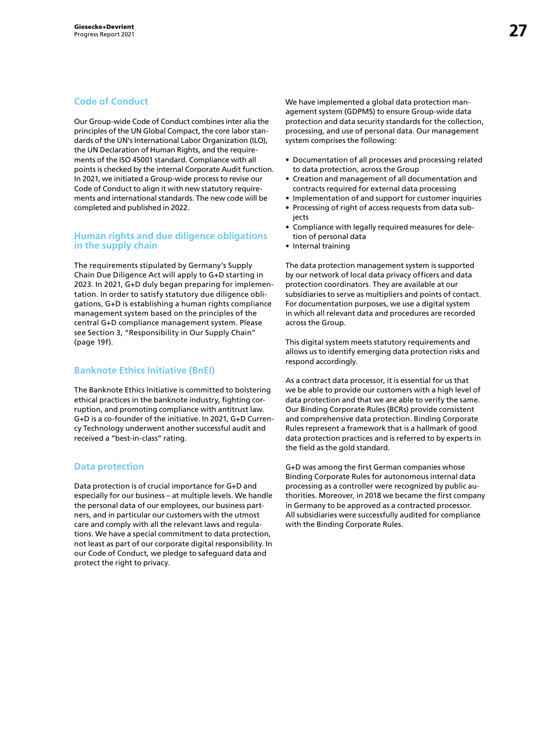## Code of Conduct

Our Group-wide Code of Conduct combines inter alia the principles of the UN Global Compact, the core labor standards of the UN's International Labor Organization (ILO), the UN Declaration of Human Rights, and the requirements of the ISO 45001 standard. Compliance with all points is checked by the internal Corporate Audit function. In 2021, we initiated a Group-wide process to revise our Code of Conduct to align it with new statutory requirements and international standards. The new code will be completed and published in 2022.

## Human rights and due diligence obligations in the supply chain

The requirements stipulated by Germany's Supply Chain Due Diligence Act will apply to G+D starting in 2023. In 2021, G+D duly began preparing for implementation. In order to satisfy statutory due diligence obligations, G+D is establishing a human rights compliance management system based on the principles of the central G+D compliance management system. Please see Section 3, "Responsibility in Our Supply Chain" (page 19f).

## Banknote Ethics Initiative (BnEI)

The Banknote Ethics Initiative is committed to bolstering ethical practices in the banknote industry, fighting corruption, and promoting compliance with antitrust law. G+D is a co-founder of the initiative. In 2021, G+D Currency Technology underwent another successful audit and received a "best-in-class" rating.

## Data protection

Data protection is of crucial importance for G+D and especially for our business – at multiple levels. We handle the personal data of our employees, our business partners, and in particular our customers with the utmost care and comply with all the relevant laws and regulations. We have a special commitment to data protection, not least as part of our corporate digital responsibility. In our Code of Conduct, we pledge to safeguard data and protect the right to privacy.

We have implemented a global data protection management system (GDPMS) to ensure Group-wide data protection and data security standards for the collection, processing, and use of personal data. Our management system comprises the following:

- Documentation of all processes and processing related to data protection, across the Group
- Creation and management of all documentation and contracts required for external data processing
- Implementation of and support for customer inquiries
- Processing of right of access requests from data subjects
- Compliance with legally required measures for deletion of personal data
- Internal training

The data protection management system is supported by our network of local data privacy officers and data protection coordinators. They are available at our subsidiaries to serve as multipliers and points of contact. For documentation purposes, we use a digital system in which all relevant data and procedures are recorded across the Group.

This digital system meets statutory requirements and allows us to identify emerging data protection risks and respond accordingly.

As a contract data processor, it is essential for us that we be able to provide our customers with a high level of data protection and that we are able to verify the same. Our Binding Corporate Rules (BCRs) provide consistent and comprehensive data protection. Binding Corporate Rules represent a framework that is a hallmark of good data protection practices and is referred to by experts in the field as the gold standard.

G+D was among the first German companies whose Binding Corporate Rules for autonomous internal data processing as a controller were recognized by public authorities. Moreover, in 2018 we became the first company in Germany to be approved as a contracted processor. All subsidiaries were successfully audited for compliance with the Binding Corporate Rules.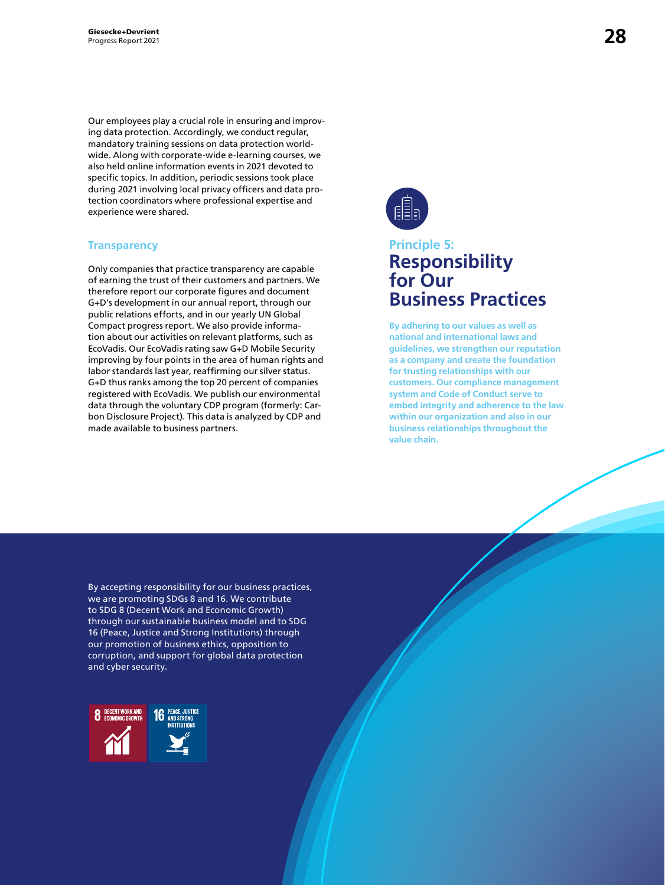Our employees play a crucial role in ensuring and improving data protection. Accordingly, we conduct regular, mandatory training sessions on data protection worldwide. Along with corporate-wide e-learning courses, we also held online information events in 2021 devoted to specific topics. In addition, periodic sessions took place during 2021 involving local privacy officers and data protection coordinators where professional expertise and experience were shared.

### Transparency

Only companies that practice transparency are capable of earning the trust of their customers and partners. We therefore report our corporate figures and document G+D's development in our annual report, through our public relations efforts, and in our yearly UN Global Compact progress report. We also provide information about our activities on relevant platforms, such as EcoVadis. Our EcoVadis rating saw G+D Mobile Security improving by four points in the area of human rights and labor standards last year, reaffirming our silver status. G+D thus ranks among the top 20 percent of companies registered with EcoVadis. We publish our environmental data through the voluntary CDP program (formerly: Carbon Disclosure Project). This data is analyzed by CDP and made available to business partners.

## Principle 5: Responsibility for Our Business Practices

**By adhering to our values as well as national and international laws and guidelines, we strengthen our reputation as a company and create the foundation for trusting relationships with our customers. Our compliance management system and Code of Conduct serve to embed integrity and adherence to the law within our organization and also in our business relationships throughout the value chain.**

By accepting responsibility for our business practices, we are promoting SDGs 8 and 16. We contribute to SDG 8 (Decent Work and Economic Growth) through our sustainable business model and to SDG 16 (Peace, Justice and Strong Institutions) through our promotion of business ethics, opposition to corruption, and support for global data protection and cyber security.

8 DECENT WORK AND ECONOMIC GROWTH

16 PEACE, JUSTICE AND STRONG INSTITUTIONS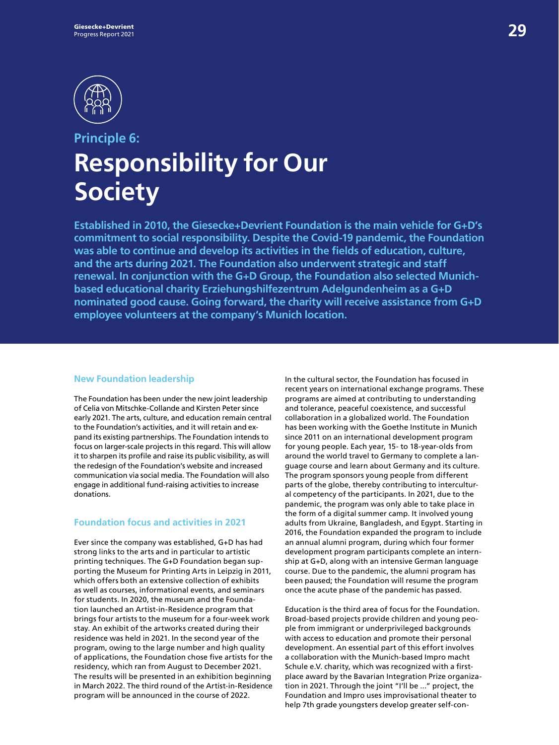## Principle 6:

# Responsibility for Our Society

**Established in 2010, the Giesecke+Devrient Foundation is the main vehicle for G+D's commitment to social responsibility. Despite the Covid-19 pandemic, the Foundation was able to continue and develop its activities in the fields of education, culture, and the arts during 2021. The Foundation also underwent strategic and staff renewal. In conjunction with the G+D Group, the Foundation also selected Munich-based educational charity Erziehungshilfezentrum Adelgundenheim as a G+D nominated good cause. Going forward, the charity will receive assistance from G+D employee volunteers at the company's Munich location.**

### New Foundation leadership

The Foundation has been under the new joint leadership of Celia von Mitschke-Collande and Kirsten Peter since early 2021. The arts, culture, and education remain central to the Foundation's activities, and it will retain and expand its existing partnerships. The Foundation intends to focus on larger-scale projects in this regard. This will allow it to sharpen its profile and raise its public visibility, as will the redesign of the Foundation's website and increased communication via social media. The Foundation will also engage in additional fund-raising activities to increase donations.

### Foundation focus and activities in 2021

Ever since the company was established, G+D has had strong links to the arts and in particular to artistic printing techniques. The G+D Foundation began supporting the Museum for Printing Arts in Leipzig in 2011, which offers both an extensive collection of exhibits as well as courses, informational events, and seminars for students. In 2020, the museum and the Foundation launched an Artist-in-Residence program that brings four artists to the museum for a four-week work stay. An exhibit of the artworks created during their residence was held in 2021. In the second year of the program, owing to the large number and high quality of applications, the Foundation chose five artists for the residency, which ran from August to December 2021. The results will be presented in an exhibition beginning in March 2022. The third round of the Artist-in-Residence program will be announced in the course of 2022.

In the cultural sector, the Foundation has focused in recent years on international exchange programs. These programs are aimed at contributing to understanding and tolerance, peaceful coexistence, and successful collaboration in a globalized world. The Foundation has been working with the Goethe Institute in Munich since 2011 on an international development program for young people. Each year, 15- to 18-year-olds from around the world travel to Germany to complete a language course and learn about Germany and its culture. The program sponsors young people from different parts of the globe, thereby contributing to intercultural competency of the participants. In 2021, due to the pandemic, the program was only able to take place in the form of a digital summer camp. It involved young adults from Ukraine, Bangladesh, and Egypt. Starting in 2016, the Foundation expanded the program to include an annual alumni program, during which four former development program participants complete an internship at G+D, along with an intensive German language course. Due to the pandemic, the alumni program has been paused; the Foundation will resume the program once the acute phase of the pandemic has passed.

Education is the third area of focus for the Foundation. Broad-based projects provide children and young people from immigrant or underprivileged backgrounds with access to education and promote their personal development. An essential part of this effort involves a collaboration with the Munich-based Impro macht Schule e.V. charity, which was recognized with a first-place award by the Bavarian Integration Prize organization in 2021. Through the joint "I'll be ..." project, the Foundation and Impro uses improvisational theater to help 7th grade youngsters develop greater self-con-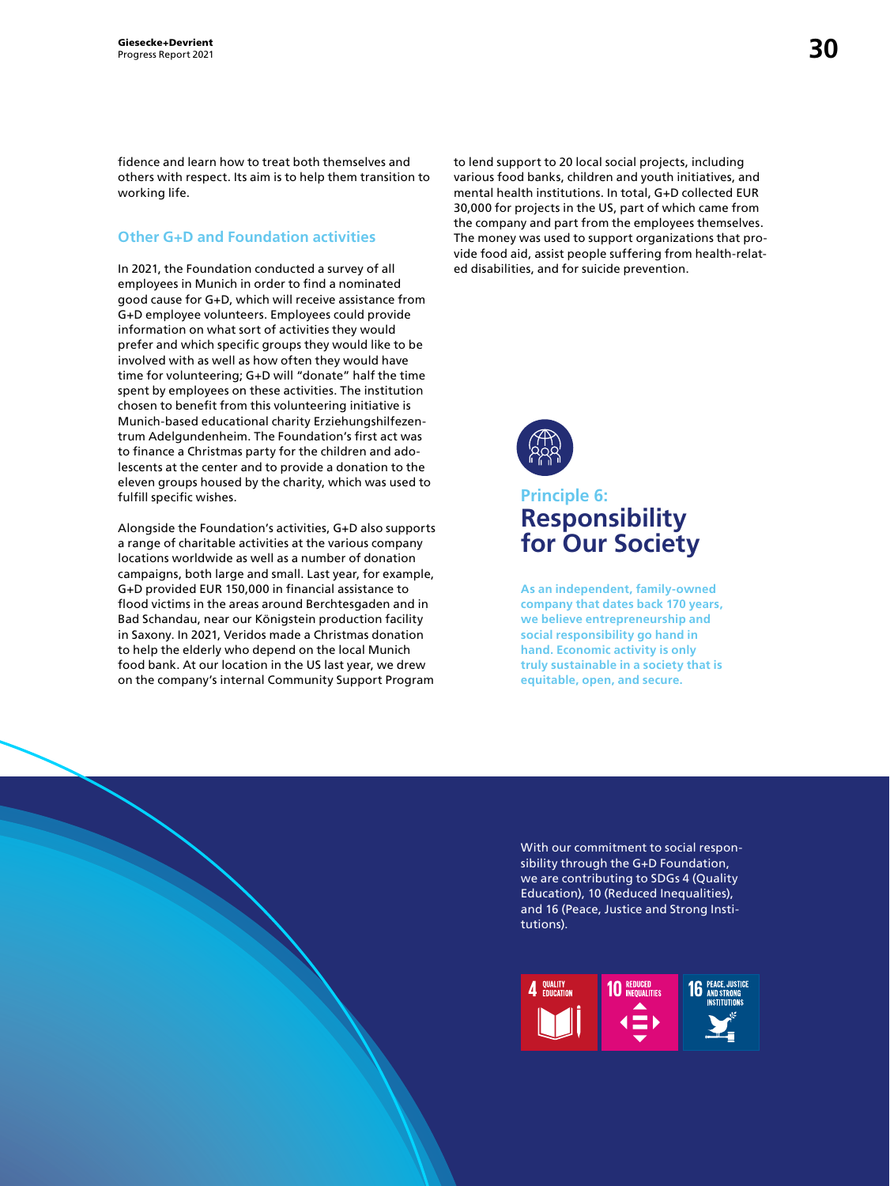fidence and learn how to treat both themselves and others with respect. Its aim is to help them transition to working life.

### Other G+D and Foundation activities

In 2021, the Foundation conducted a survey of all employees in Munich in order to find a nominated good cause for G+D, which will receive assistance from G+D employee volunteers. Employees could provide information on what sort of activities they would prefer and which specific groups they would like to be involved with as well as how often they would have time for volunteering; G+D will "donate" half the time spent by employees on these activities. The institution chosen to benefit from this volunteering initiative is Munich-based educational charity Erziehungshilfezentrum Adelgundenheim. The Foundation's first act was to finance a Christmas party for the children and adolescents at the center and to provide a donation to the eleven groups housed by the charity, which was used to fulfill specific wishes.

Alongside the Foundation's activities, G+D also supports a range of charitable activities at the various company locations worldwide as well as a number of donation campaigns, both large and small. Last year, for example, G+D provided EUR 150,000 in financial assistance to flood victims in the areas around Berchtesgaden and in Bad Schandau, near our Königstein production facility in Saxony. In 2021, Veridos made a Christmas donation to help the elderly who depend on the local Munich food bank. At our location in the US last year, we drew on the company's internal Community Support Program to lend support to 20 local social projects, including various food banks, children and youth initiatives, and mental health institutions. In total, G+D collected EUR 30,000 for projects in the US, part of which came from the company and part from the employees themselves. The money was used to support organizations that provide food aid, assist people suffering from health-related disabilities, and for suicide prevention.

## Principle 6: Responsibility for Our Society

**As an independent, family-owned company that dates back 170 years, we believe entrepreneurship and social responsibility go hand in hand. Economic activity is only truly sustainable in a society that is equitable, open, and secure.**

With our commitment to social responsibility through the G+D Foundation, we are contributing to SDGs 4 (Quality Education), 10 (Reduced Inequalities), and 16 (Peace, Justice and Strong Institutions).

4 QUALITY EDUCATION

10 REDUCED INEQUALITIES

16 PEACE, JUSTICE AND STRONG INSTITUTIONS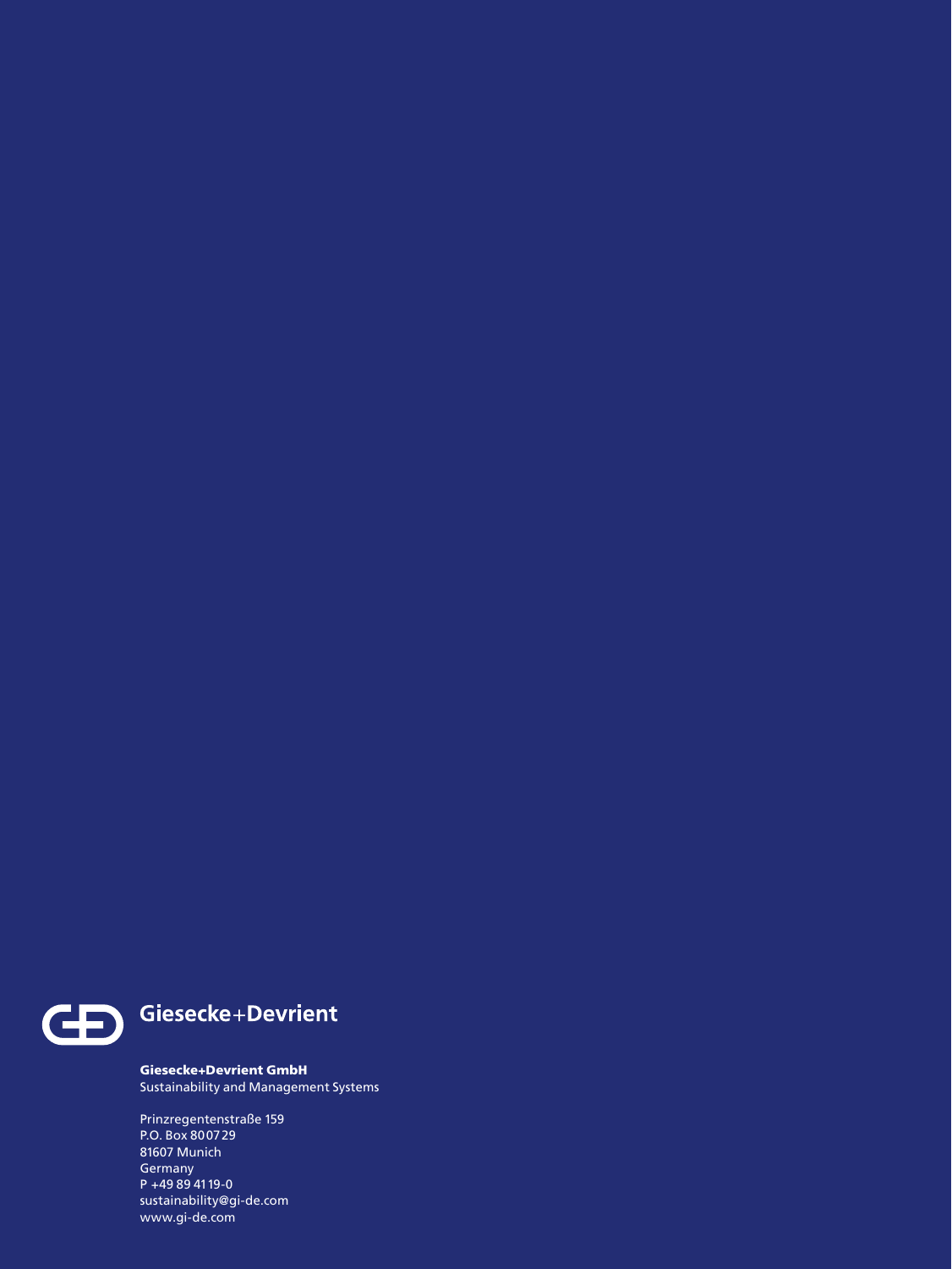Giesecke+Devrient

**Giesecke+Devrient GmbH**
Sustainability and Management Systems

Prinzregentenstraße 159
P.O. Box 80 07 29
81607 Munich
Germany
P +49 89 41 19-0
sustainability@gi-de.com
www.gi-de.com